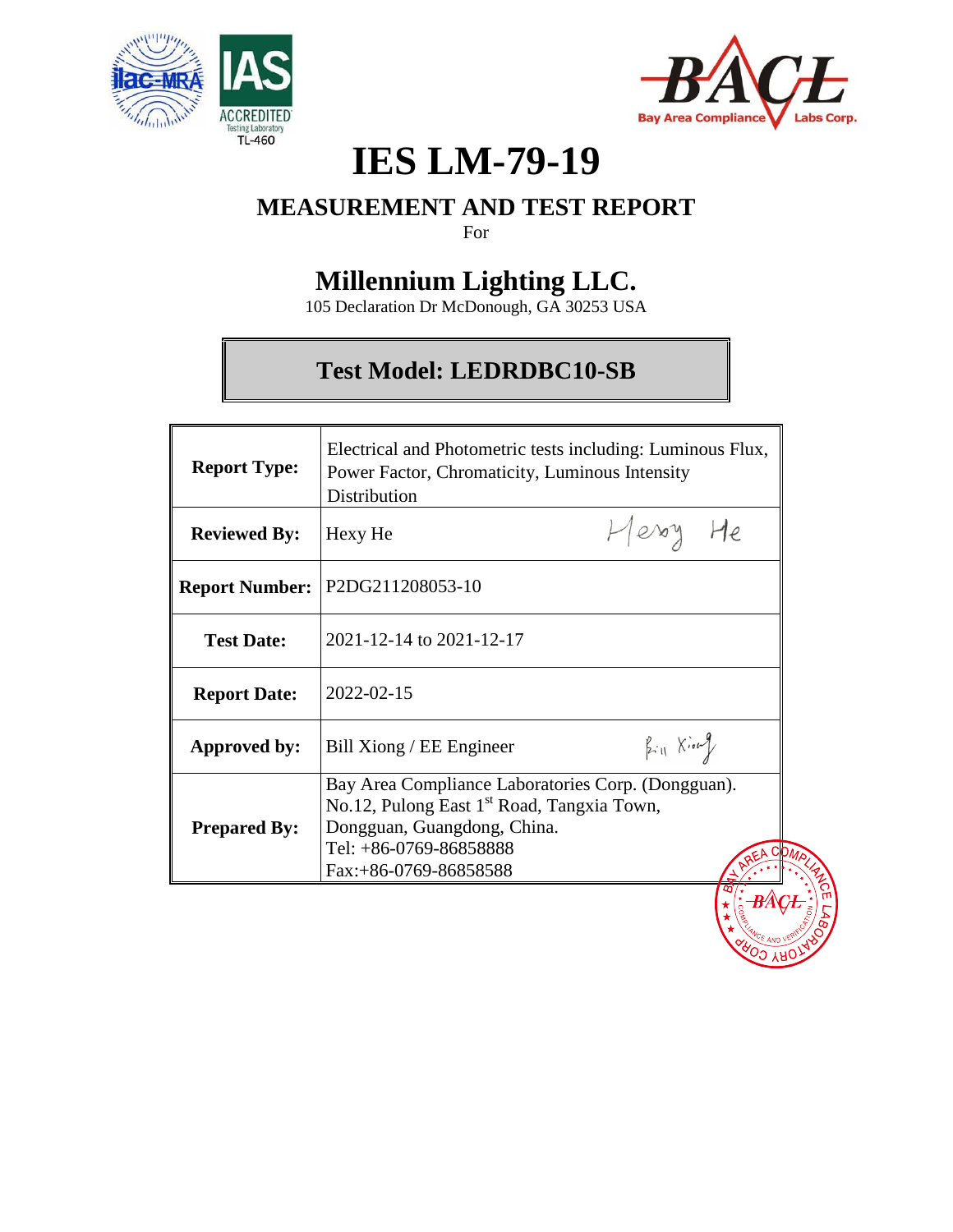# IES LM-79-19

## MEASUREMENT AND TEST REPORT

For

## Millennium Lighting LLC.

105 Declaration Dr McDonough, GA 30253 USA

### Test Model: LEDRDBC10-SB

| | |
|---|---|
| **Report Type:** | Electrical and Photometric tests including: Luminous Flux, Power Factor, Chromaticity, Luminous Intensity Distribution |
| **Reviewed By:** | Hexy He |
| **Report Number:** | P2DG211208053-10 |
| **Test Date:** | 2021-12-14 to 2021-12-17 |
| **Report Date:** | 2022-02-15 |
| **Approved by:** | Bill Xiong / EE Engineer |
| **Prepared By:** | Bay Area Compliance Laboratories Corp. (Dongguan). No.12, Pulong East 1st Road, Tangxia Town, Dongguan, Guangdong, China. Tel: +86-0769-86858888 Fax:+86-0769-86858588 |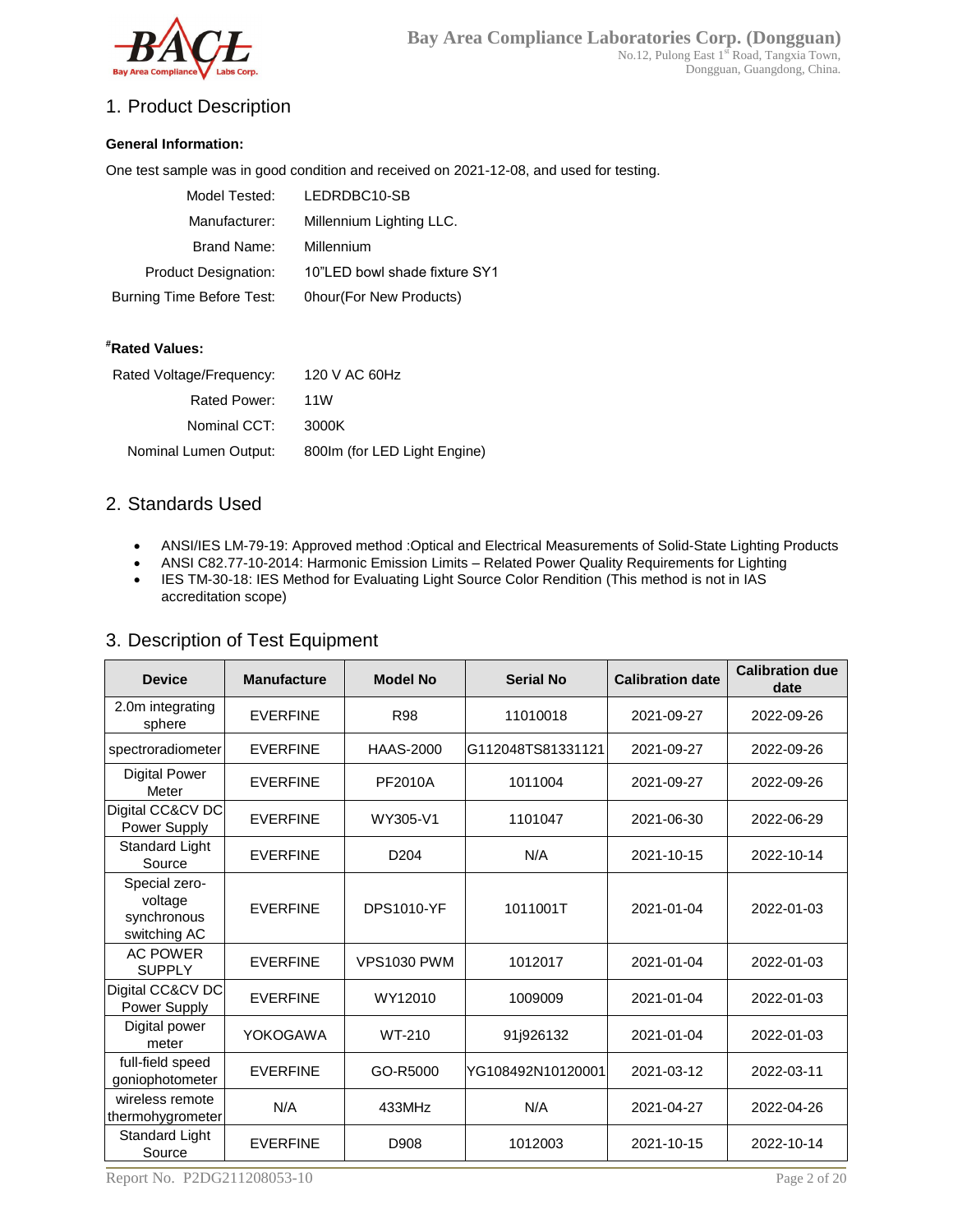## 1. Product Description

**General Information:**

One test sample was in good condition and received on 2021-12-08, and used for testing.

| | |
|---|---|
| Model Tested: | LEDRDBC10-SB |
| Manufacturer: | Millennium Lighting LLC. |
| Brand Name: | Millennium |
| Product Designation: | 10"LED bowl shade fixture SY1 |
| Burning Time Before Test: | 0hour(For New Products) |

**#Rated Values:**

| | |
|---|---|
| Rated Voltage/Frequency: | 120 V AC 60Hz |
| Rated Power: | 11W |
| Nominal CCT: | 3000K |
| Nominal Lumen Output: | 800lm (for LED Light Engine) |

## 2. Standards Used

- ANSI/IES LM-79-19: Approved method :Optical and Electrical Measurements of Solid-State Lighting Products
- ANSI C82.77-10-2014: Harmonic Emission Limits – Related Power Quality Requirements for Lighting
- IES TM-30-18: IES Method for Evaluating Light Source Color Rendition (This method is not in IAS accreditation scope)

## 3. Description of Test Equipment

| Device | Manufacture | Model No | Serial No | Calibration date | Calibration due date |
|---|---|---|---|---|---|
| 2.0m integrating sphere | EVERFINE | R98 | 11010018 | 2021-09-27 | 2022-09-26 |
| spectroradiometer | EVERFINE | HAAS-2000 | G112048TS81331121 | 2021-09-27 | 2022-09-26 |
| Digital Power Meter | EVERFINE | PF2010A | 1011004 | 2021-09-27 | 2022-09-26 |
| Digital CC&CV DC Power Supply | EVERFINE | WY305-V1 | 1101047 | 2021-06-30 | 2022-06-29 |
| Standard Light Source | EVERFINE | D204 | N/A | 2021-10-15 | 2022-10-14 |
| Special zero-voltage synchronous switching AC | EVERFINE | DPS1010-YF | 1011001T | 2021-01-04 | 2022-01-03 |
| AC POWER SUPPLY | EVERFINE | VPS1030 PWM | 1012017 | 2021-01-04 | 2022-01-03 |
| Digital CC&CV DC Power Supply | EVERFINE | WY12010 | 1009009 | 2021-01-04 | 2022-01-03 |
| Digital power meter | YOKOGAWA | WT-210 | 91j926132 | 2021-01-04 | 2022-01-03 |
| full-field speed goniophotometer | EVERFINE | GO-R5000 | YG108492N10120001 | 2021-03-12 | 2022-03-11 |
| wireless remote thermohygrometer | N/A | 433MHz | N/A | 2021-04-27 | 2022-04-26 |
| Standard Light Source | EVERFINE | D908 | 1012003 | 2021-10-15 | 2022-10-14 |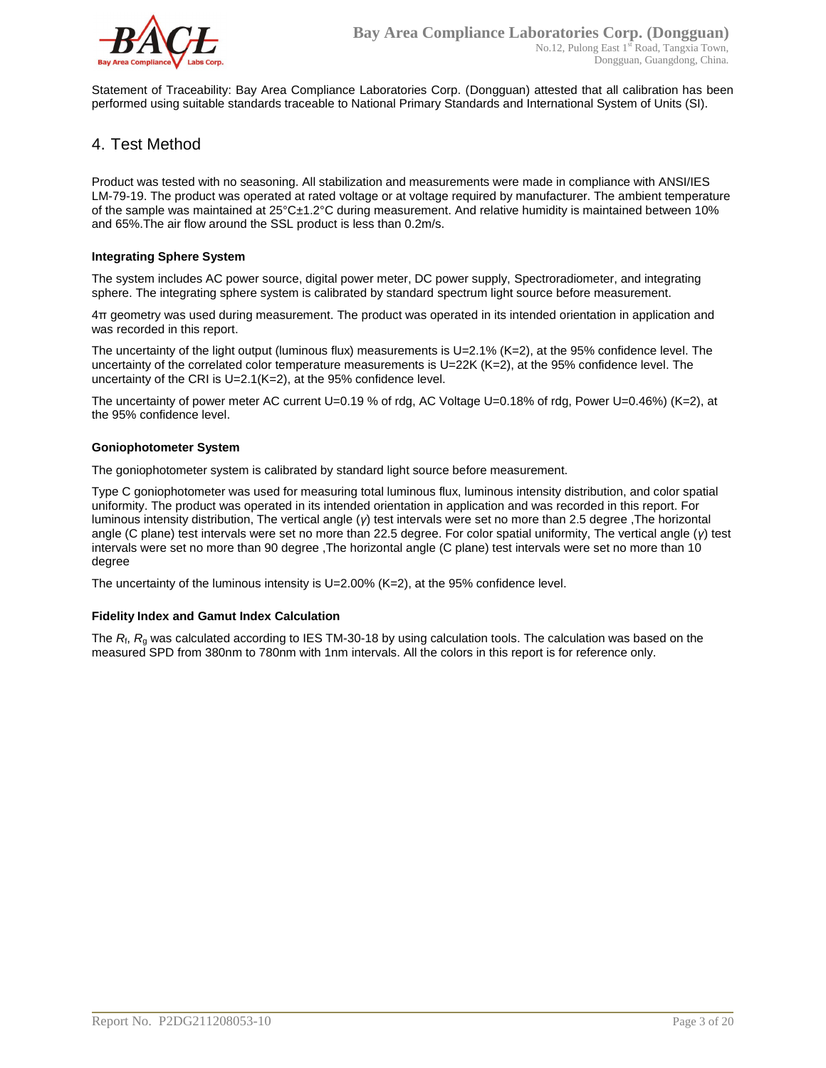Statement of Traceability: Bay Area Compliance Laboratories Corp. (Dongguan) attested that all calibration has been performed using suitable standards traceable to National Primary Standards and International System of Units (SI).

## 4. Test Method

Product was tested with no seasoning. All stabilization and measurements were made in compliance with ANSI/IES LM-79-19. The product was operated at rated voltage or at voltage required by manufacturer. The ambient temperature of the sample was maintained at 25°C±1.2°C during measurement. And relative humidity is maintained between 10% and 65%.The air flow around the SSL product is less than 0.2m/s.

**Integrating Sphere System**

The system includes AC power source, digital power meter, DC power supply, Spectroradiometer, and integrating sphere. The integrating sphere system is calibrated by standard spectrum light source before measurement.

4π geometry was used during measurement. The product was operated in its intended orientation in application and was recorded in this report.

The uncertainty of the light output (luminous flux) measurements is U=2.1% (K=2), at the 95% confidence level. The uncertainty of the correlated color temperature measurements is U=22K (K=2), at the 95% confidence level. The uncertainty of the CRI is U=2.1(K=2), at the 95% confidence level.

The uncertainty of power meter AC current U=0.19 % of rdg, AC Voltage U=0.18% of rdg, Power U=0.46%) (K=2), at the 95% confidence level.

**Goniophotometer System**

The goniophotometer system is calibrated by standard light source before measurement.

Type C goniophotometer was used for measuring total luminous flux, luminous intensity distribution, and color spatial uniformity. The product was operated in its intended orientation in application and was recorded in this report. For luminous intensity distribution, The vertical angle ($\gamma$) test intervals were set no more than 2.5 degree ,The horizontal angle (C plane) test intervals were set no more than 22.5 degree. For color spatial uniformity, The vertical angle ($\gamma$) test intervals were set no more than 90 degree ,The horizontal angle (C plane) test intervals were set no more than 10 degree

The uncertainty of the luminous intensity is U=2.00% (K=2), at the 95% confidence level.

**Fidelity Index and Gamut Index Calculation**

The $R_f$, $R_g$ was calculated according to IES TM-30-18 by using calculation tools. The calculation was based on the measured SPD from 380nm to 780nm with 1nm intervals. All the colors in this report is for reference only.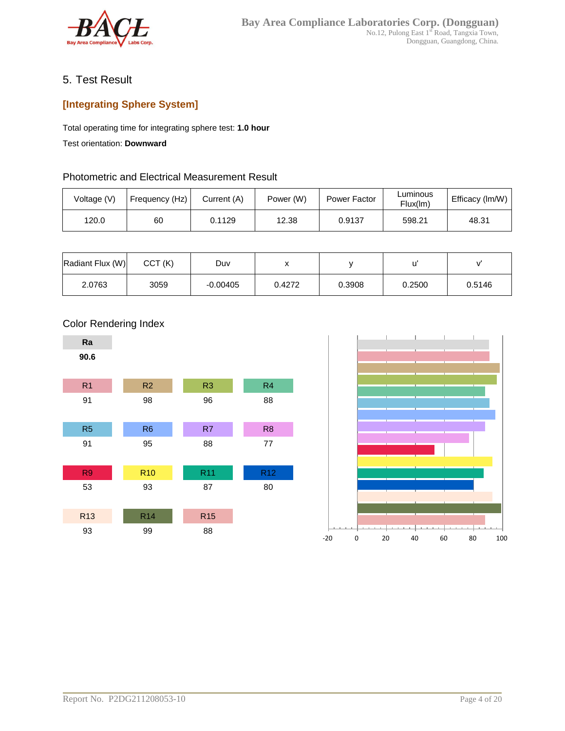# 5. Test Result

## [Integrating Sphere System]

Total operating time for integrating sphere test: **1.0 hour**

Test orientation: **Downward**

### Photometric and Electrical Measurement Result

| Voltage (V) | Frequency (Hz) | Current (A) | Power (W) | Power Factor | Luminous Flux(lm) | Efficacy (lm/W) |
|---|---|---|---|---|---|---|
| 120.0 | 60 | 0.1129 | 12.38 | 0.9137 | 598.21 | 48.31 |

| Radiant Flux (W) | CCT (K) | Duv | x | y | u' | v' |
|---|---|---|---|---|---|---|
| 2.0763 | 3059 | -0.00405 | 0.4272 | 0.3908 | 0.2500 | 0.5146 |

### Color Rendering Index

| Ra |
|---|
| **90.6** |

| R1 | R2 | R3 | R4 |
|---|---|---|---|
| 91 | 98 | 96 | 88 |

| R5 | R6 | R7 | R8 |
|---|---|---|---|
| 91 | 95 | 88 | 77 |

| R9 | R10 | R11 | R12 |
|---|---|---|---|
| 53 | 93 | 87 | 80 |

| R13 | R14 | R15 |
|---|---|---|
| 93 | 99 | 88 |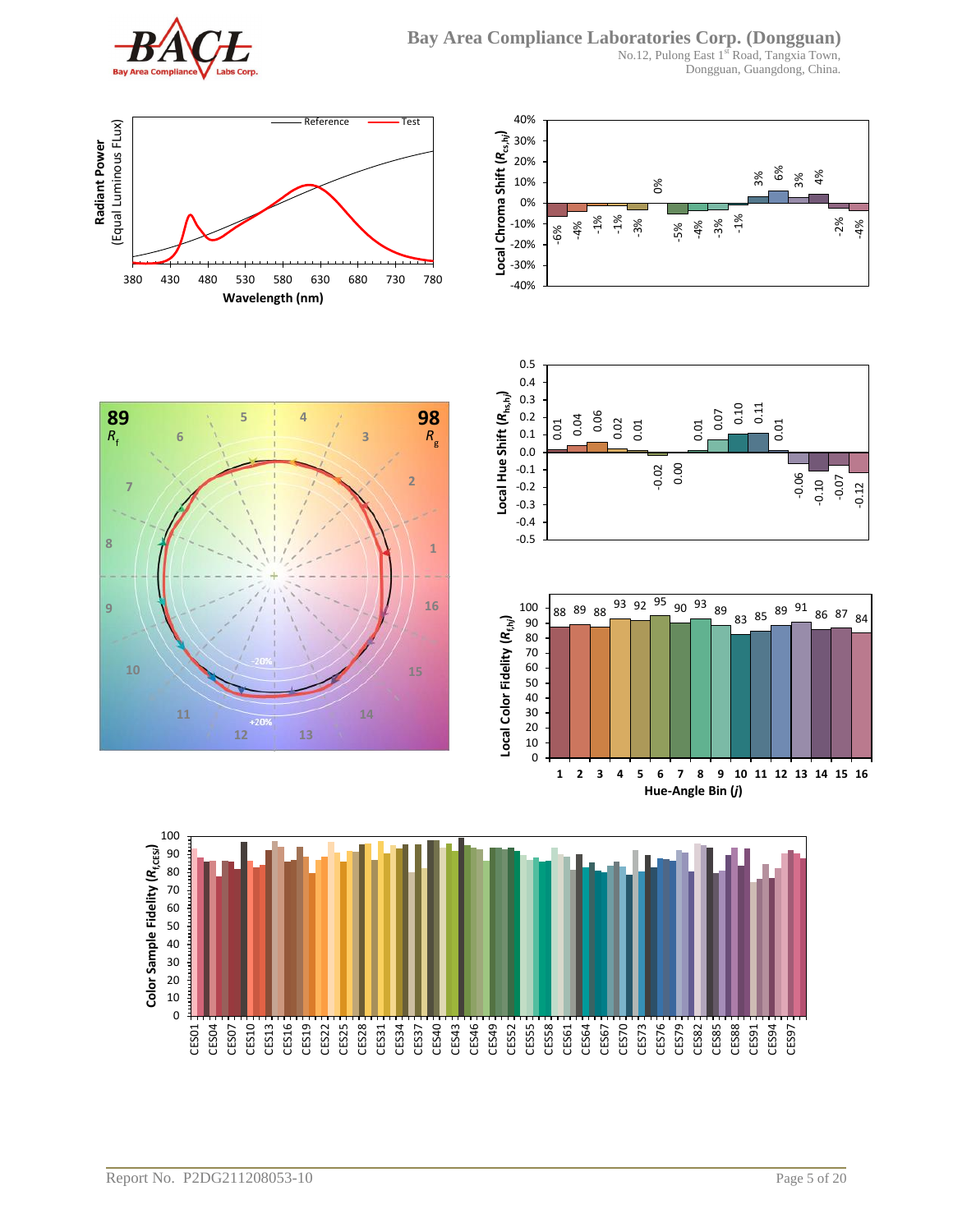Radiant Power (Equal Luminous Flux) — Reference / Test

Wavelength (nm): 380, 430, 480, 530, 580, 630, 680, 730, 780

$R_f$ = 89, $R_g$ = 98

Local Chroma Shift ($R_{cs,hj}$)

| Hue-Angle Bin (j) | 1 | 2 | 3 | 4 | 5 | 6 | 7 | 8 | 9 | 10 | 11 | 12 | 13 | 14 | 15 | 16 |
|---|---|---|---|---|---|---|---|---|---|---|---|---|---|---|---|---|
| Local Chroma Shift ($R_{cs,hj}$) | -6% | -4% | -1% | -1% | -3% | 0% | -5% | -4% | -3% | -1% | 3% | 6% | 3% | 4% | -2% | -4% |
| Local Hue Shift ($R_{hs,hj}$) | 0.01 | 0.04 | 0.06 | 0.02 | 0.01 | -0.02 | 0.00 | 0.01 | 0.07 | 0.10 | 0.11 | 0.01 | -0.06 | -0.10 | -0.07 | -0.12 |
| Local Color Fidelity ($R_{f,hj}$) | 88 | 89 | 88 | 93 | 92 | 95 | 90 | 93 | 89 | 83 | 85 | 89 | 91 | 86 | 87 | 84 |

Color Sample Fidelity ($R_{f,CESi}$): CES01 – CES99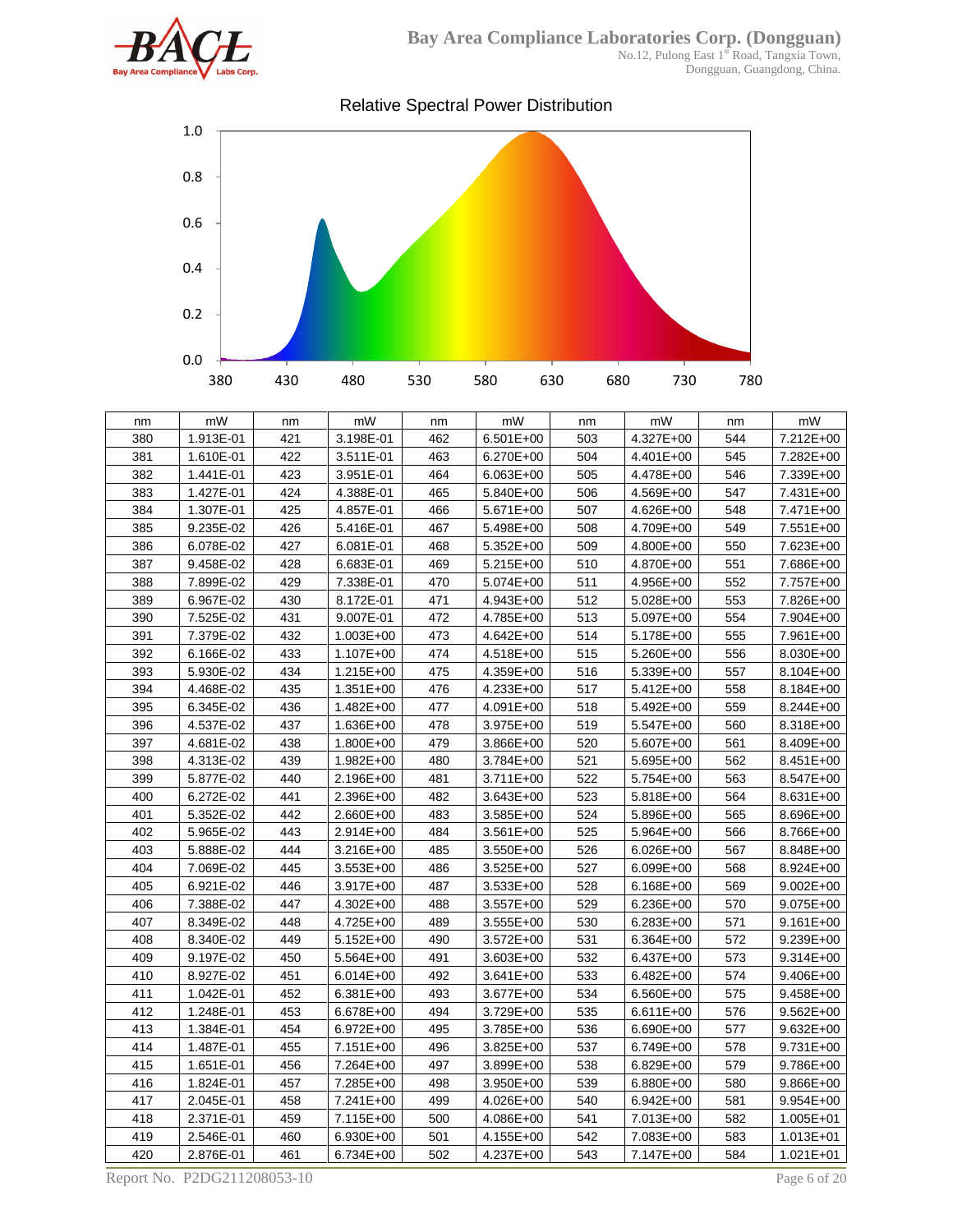Relative Spectral Power Distribution

| nm | mW | nm | mW | nm | mW | nm | mW | nm | mW |
|---|---|---|---|---|---|---|---|---|---|
| 380 | 1.913E-01 | 421 | 3.198E-01 | 462 | 6.501E+00 | 503 | 4.327E+00 | 544 | 7.212E+00 |
| 381 | 1.610E-01 | 422 | 3.511E-01 | 463 | 6.270E+00 | 504 | 4.401E+00 | 545 | 7.282E+00 |
| 382 | 1.441E-01 | 423 | 3.951E-01 | 464 | 6.063E+00 | 505 | 4.478E+00 | 546 | 7.339E+00 |
| 383 | 1.427E-01 | 424 | 4.388E-01 | 465 | 5.840E+00 | 506 | 4.569E+00 | 547 | 7.431E+00 |
| 384 | 1.307E-01 | 425 | 4.857E-01 | 466 | 5.671E+00 | 507 | 4.626E+00 | 548 | 7.471E+00 |
| 385 | 9.235E-02 | 426 | 5.416E-01 | 467 | 5.498E+00 | 508 | 4.709E+00 | 549 | 7.551E+00 |
| 386 | 6.078E-02 | 427 | 6.081E-01 | 468 | 5.352E+00 | 509 | 4.800E+00 | 550 | 7.623E+00 |
| 387 | 9.458E-02 | 428 | 6.683E-01 | 469 | 5.215E+00 | 510 | 4.870E+00 | 551 | 7.686E+00 |
| 388 | 7.899E-02 | 429 | 7.338E-01 | 470 | 5.074E+00 | 511 | 4.956E+00 | 552 | 7.757E+00 |
| 389 | 6.967E-02 | 430 | 8.172E-01 | 471 | 4.943E+00 | 512 | 5.028E+00 | 553 | 7.826E+00 |
| 390 | 7.525E-02 | 431 | 9.007E-01 | 472 | 4.785E+00 | 513 | 5.097E+00 | 554 | 7.904E+00 |
| 391 | 7.379E-02 | 432 | 1.003E+00 | 473 | 4.642E+00 | 514 | 5.178E+00 | 555 | 7.961E+00 |
| 392 | 6.166E-02 | 433 | 1.107E+00 | 474 | 4.518E+00 | 515 | 5.260E+00 | 556 | 8.030E+00 |
| 393 | 5.930E-02 | 434 | 1.215E+00 | 475 | 4.359E+00 | 516 | 5.339E+00 | 557 | 8.104E+00 |
| 394 | 4.468E-02 | 435 | 1.351E+00 | 476 | 4.233E+00 | 517 | 5.412E+00 | 558 | 8.184E+00 |
| 395 | 6.345E-02 | 436 | 1.482E+00 | 477 | 4.091E+00 | 518 | 5.492E+00 | 559 | 8.244E+00 |
| 396 | 4.537E-02 | 437 | 1.636E+00 | 478 | 3.975E+00 | 519 | 5.547E+00 | 560 | 8.318E+00 |
| 397 | 4.681E-02 | 438 | 1.800E+00 | 479 | 3.866E+00 | 520 | 5.607E+00 | 561 | 8.409E+00 |
| 398 | 4.313E-02 | 439 | 1.982E+00 | 480 | 3.784E+00 | 521 | 5.695E+00 | 562 | 8.451E+00 |
| 399 | 5.877E-02 | 440 | 2.196E+00 | 481 | 3.711E+00 | 522 | 5.754E+00 | 563 | 8.547E+00 |
| 400 | 6.272E-02 | 441 | 2.396E+00 | 482 | 3.643E+00 | 523 | 5.818E+00 | 564 | 8.631E+00 |
| 401 | 5.352E-02 | 442 | 2.660E+00 | 483 | 3.585E+00 | 524 | 5.896E+00 | 565 | 8.696E+00 |
| 402 | 5.965E-02 | 443 | 2.914E+00 | 484 | 3.561E+00 | 525 | 5.964E+00 | 566 | 8.766E+00 |
| 403 | 5.888E-02 | 444 | 3.216E+00 | 485 | 3.550E+00 | 526 | 6.026E+00 | 567 | 8.848E+00 |
| 404 | 7.069E-02 | 445 | 3.553E+00 | 486 | 3.525E+00 | 527 | 6.099E+00 | 568 | 8.924E+00 |
| 405 | 6.921E-02 | 446 | 3.917E+00 | 487 | 3.533E+00 | 528 | 6.168E+00 | 569 | 9.002E+00 |
| 406 | 7.388E-02 | 447 | 4.302E+00 | 488 | 3.557E+00 | 529 | 6.236E+00 | 570 | 9.075E+00 |
| 407 | 8.349E-02 | 448 | 4.725E+00 | 489 | 3.555E+00 | 530 | 6.283E+00 | 571 | 9.161E+00 |
| 408 | 8.340E-02 | 449 | 5.152E+00 | 490 | 3.572E+00 | 531 | 6.364E+00 | 572 | 9.239E+00 |
| 409 | 9.197E-02 | 450 | 5.564E+00 | 491 | 3.603E+00 | 532 | 6.437E+00 | 573 | 9.314E+00 |
| 410 | 8.927E-02 | 451 | 6.014E+00 | 492 | 3.641E+00 | 533 | 6.482E+00 | 574 | 9.406E+00 |
| 411 | 1.042E-01 | 452 | 6.381E+00 | 493 | 3.677E+00 | 534 | 6.560E+00 | 575 | 9.458E+00 |
| 412 | 1.248E-01 | 453 | 6.678E+00 | 494 | 3.729E+00 | 535 | 6.611E+00 | 576 | 9.562E+00 |
| 413 | 1.384E-01 | 454 | 6.972E+00 | 495 | 3.785E+00 | 536 | 6.690E+00 | 577 | 9.632E+00 |
| 414 | 1.487E-01 | 455 | 7.151E+00 | 496 | 3.825E+00 | 537 | 6.749E+00 | 578 | 9.731E+00 |
| 415 | 1.651E-01 | 456 | 7.264E+00 | 497 | 3.899E+00 | 538 | 6.829E+00 | 579 | 9.786E+00 |
| 416 | 1.824E-01 | 457 | 7.285E+00 | 498 | 3.950E+00 | 539 | 6.880E+00 | 580 | 9.866E+00 |
| 417 | 2.045E-01 | 458 | 7.241E+00 | 499 | 4.026E+00 | 540 | 6.942E+00 | 581 | 9.954E+00 |
| 418 | 2.371E-01 | 459 | 7.115E+00 | 500 | 4.086E+00 | 541 | 7.013E+00 | 582 | 1.005E+01 |
| 419 | 2.546E-01 | 460 | 6.930E+00 | 501 | 4.155E+00 | 542 | 7.083E+00 | 583 | 1.013E+01 |
| 420 | 2.876E-01 | 461 | 6.734E+00 | 502 | 4.237E+00 | 543 | 7.147E+00 | 584 | 1.021E+01 |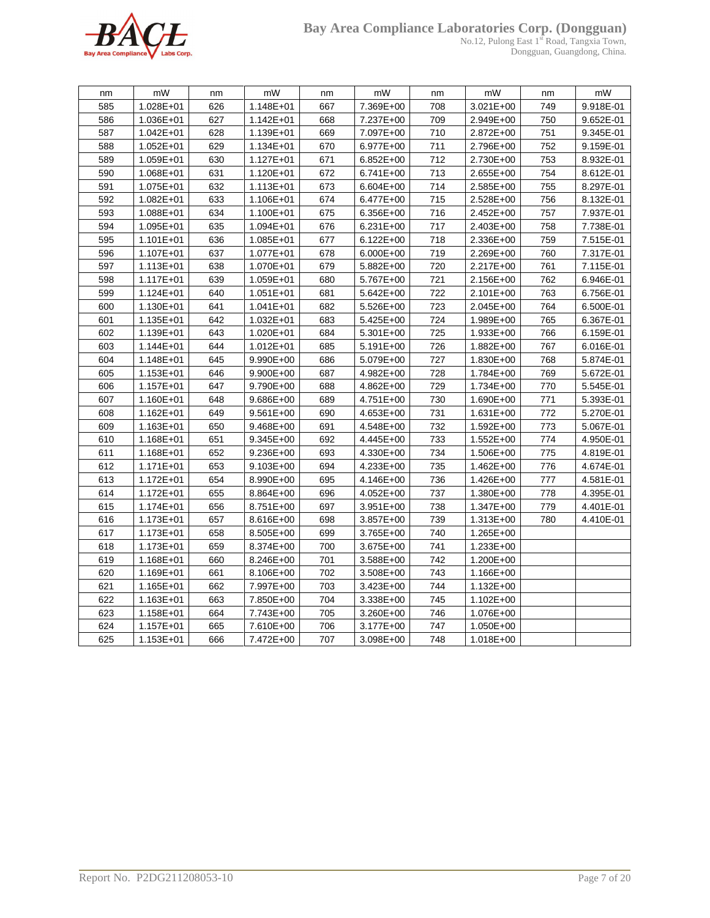| nm | mW | nm | mW | nm | mW | nm | mW | nm | mW |
|---|---|---|---|---|---|---|---|---|---|
| 585 | 1.028E+01 | 626 | 1.148E+01 | 667 | 7.369E+00 | 708 | 3.021E+00 | 749 | 9.918E-01 |
| 586 | 1.036E+01 | 627 | 1.142E+01 | 668 | 7.237E+00 | 709 | 2.949E+00 | 750 | 9.652E-01 |
| 587 | 1.042E+01 | 628 | 1.139E+01 | 669 | 7.097E+00 | 710 | 2.872E+00 | 751 | 9.345E-01 |
| 588 | 1.052E+01 | 629 | 1.134E+01 | 670 | 6.977E+00 | 711 | 2.796E+00 | 752 | 9.159E-01 |
| 589 | 1.059E+01 | 630 | 1.127E+01 | 671 | 6.852E+00 | 712 | 2.730E+00 | 753 | 8.932E-01 |
| 590 | 1.068E+01 | 631 | 1.120E+01 | 672 | 6.741E+00 | 713 | 2.655E+00 | 754 | 8.612E-01 |
| 591 | 1.075E+01 | 632 | 1.113E+01 | 673 | 6.604E+00 | 714 | 2.585E+00 | 755 | 8.297E-01 |
| 592 | 1.082E+01 | 633 | 1.106E+01 | 674 | 6.477E+00 | 715 | 2.528E+00 | 756 | 8.132E-01 |
| 593 | 1.088E+01 | 634 | 1.100E+01 | 675 | 6.356E+00 | 716 | 2.452E+00 | 757 | 7.937E-01 |
| 594 | 1.095E+01 | 635 | 1.094E+01 | 676 | 6.231E+00 | 717 | 2.403E+00 | 758 | 7.738E-01 |
| 595 | 1.101E+01 | 636 | 1.085E+01 | 677 | 6.122E+00 | 718 | 2.336E+00 | 759 | 7.515E-01 |
| 596 | 1.107E+01 | 637 | 1.077E+01 | 678 | 6.000E+00 | 719 | 2.269E+00 | 760 | 7.317E-01 |
| 597 | 1.113E+01 | 638 | 1.070E+01 | 679 | 5.882E+00 | 720 | 2.217E+00 | 761 | 7.115E-01 |
| 598 | 1.117E+01 | 639 | 1.059E+01 | 680 | 5.767E+00 | 721 | 2.156E+00 | 762 | 6.946E-01 |
| 599 | 1.124E+01 | 640 | 1.051E+01 | 681 | 5.642E+00 | 722 | 2.101E+00 | 763 | 6.756E-01 |
| 600 | 1.130E+01 | 641 | 1.041E+01 | 682 | 5.526E+00 | 723 | 2.045E+00 | 764 | 6.500E-01 |
| 601 | 1.135E+01 | 642 | 1.032E+01 | 683 | 5.425E+00 | 724 | 1.989E+00 | 765 | 6.367E-01 |
| 602 | 1.139E+01 | 643 | 1.020E+01 | 684 | 5.301E+00 | 725 | 1.933E+00 | 766 | 6.159E-01 |
| 603 | 1.144E+01 | 644 | 1.012E+01 | 685 | 5.191E+00 | 726 | 1.882E+00 | 767 | 6.016E-01 |
| 604 | 1.148E+01 | 645 | 9.990E+00 | 686 | 5.079E+00 | 727 | 1.830E+00 | 768 | 5.874E-01 |
| 605 | 1.153E+01 | 646 | 9.900E+00 | 687 | 4.982E+00 | 728 | 1.784E+00 | 769 | 5.672E-01 |
| 606 | 1.157E+01 | 647 | 9.790E+00 | 688 | 4.862E+00 | 729 | 1.734E+00 | 770 | 5.545E-01 |
| 607 | 1.160E+01 | 648 | 9.686E+00 | 689 | 4.751E+00 | 730 | 1.690E+00 | 771 | 5.393E-01 |
| 608 | 1.162E+01 | 649 | 9.561E+00 | 690 | 4.653E+00 | 731 | 1.631E+00 | 772 | 5.270E-01 |
| 609 | 1.163E+01 | 650 | 9.468E+00 | 691 | 4.548E+00 | 732 | 1.592E+00 | 773 | 5.067E-01 |
| 610 | 1.168E+01 | 651 | 9.345E+00 | 692 | 4.445E+00 | 733 | 1.552E+00 | 774 | 4.950E-01 |
| 611 | 1.168E+01 | 652 | 9.236E+00 | 693 | 4.330E+00 | 734 | 1.506E+00 | 775 | 4.819E-01 |
| 612 | 1.171E+01 | 653 | 9.103E+00 | 694 | 4.233E+00 | 735 | 1.462E+00 | 776 | 4.674E-01 |
| 613 | 1.172E+01 | 654 | 8.990E+00 | 695 | 4.146E+00 | 736 | 1.426E+00 | 777 | 4.581E-01 |
| 614 | 1.172E+01 | 655 | 8.864E+00 | 696 | 4.052E+00 | 737 | 1.380E+00 | 778 | 4.395E-01 |
| 615 | 1.174E+01 | 656 | 8.751E+00 | 697 | 3.951E+00 | 738 | 1.347E+00 | 779 | 4.401E-01 |
| 616 | 1.173E+01 | 657 | 8.616E+00 | 698 | 3.857E+00 | 739 | 1.313E+00 | 780 | 4.410E-01 |
| 617 | 1.173E+01 | 658 | 8.505E+00 | 699 | 3.765E+00 | 740 | 1.265E+00 | | |
| 618 | 1.173E+01 | 659 | 8.374E+00 | 700 | 3.675E+00 | 741 | 1.233E+00 | | |
| 619 | 1.168E+01 | 660 | 8.246E+00 | 701 | 3.588E+00 | 742 | 1.200E+00 | | |
| 620 | 1.169E+01 | 661 | 8.106E+00 | 702 | 3.508E+00 | 743 | 1.166E+00 | | |
| 621 | 1.165E+01 | 662 | 7.997E+00 | 703 | 3.423E+00 | 744 | 1.132E+00 | | |
| 622 | 1.163E+01 | 663 | 7.850E+00 | 704 | 3.338E+00 | 745 | 1.102E+00 | | |
| 623 | 1.158E+01 | 664 | 7.743E+00 | 705 | 3.260E+00 | 746 | 1.076E+00 | | |
| 624 | 1.157E+01 | 665 | 7.610E+00 | 706 | 3.177E+00 | 747 | 1.050E+00 | | |
| 625 | 1.153E+01 | 666 | 7.472E+00 | 707 | 3.098E+00 | 748 | 1.018E+00 | | |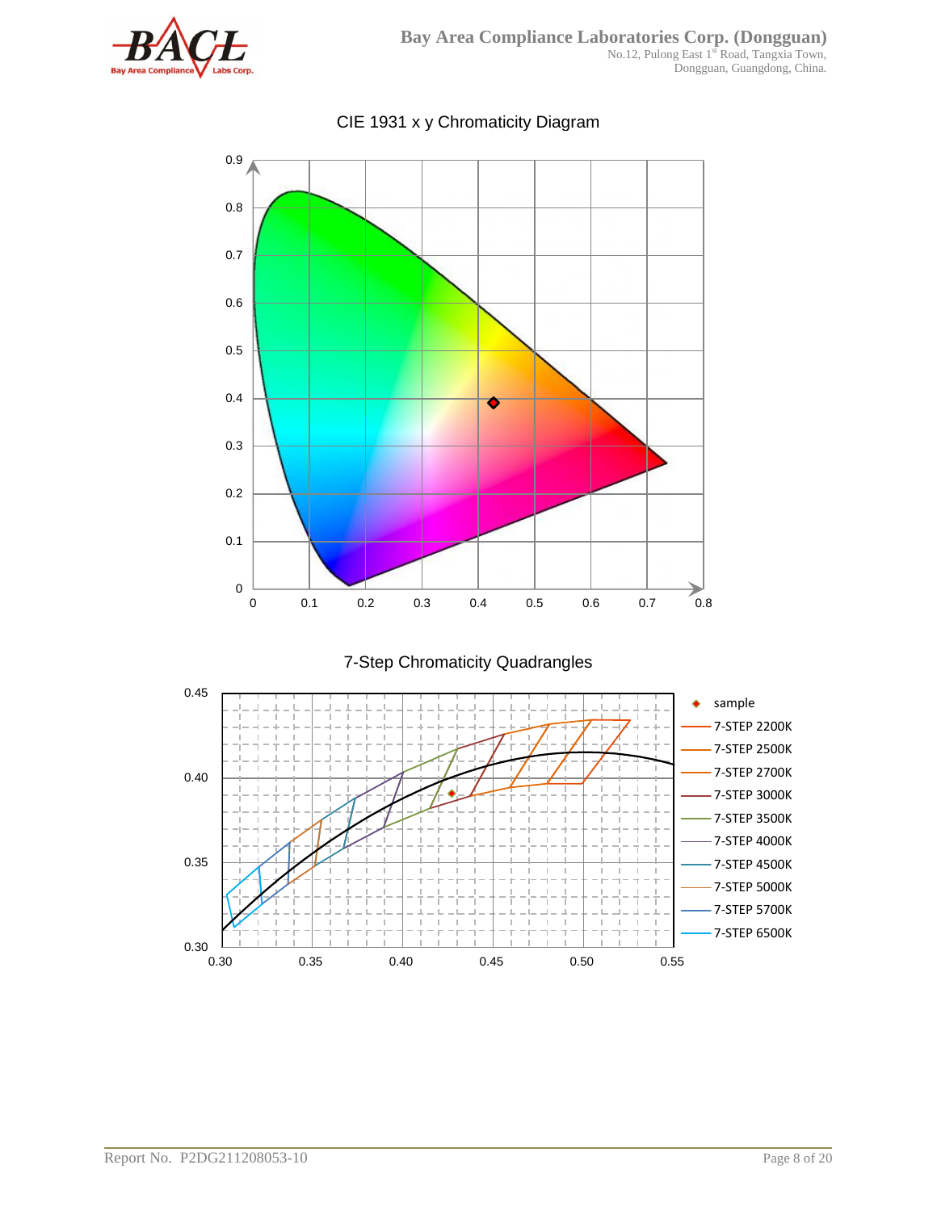CIE 1931 x y Chromaticity Diagram

7-Step Chromaticity Quadrangles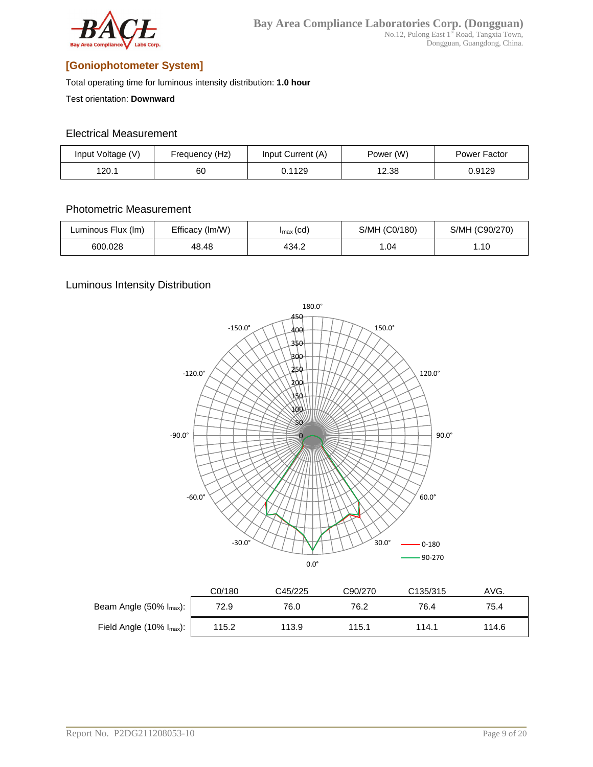## [Goniophotometer System]

Total operating time for luminous intensity distribution: **1.0 hour**

Test orientation: **Downward**

### Electrical Measurement

| Input Voltage (V) | Frequency (Hz) | Input Current (A) | Power (W) | Power Factor |
|---|---|---|---|---|
| 120.1 | 60 | 0.1129 | 12.38 | 0.9129 |

### Photometric Measurement

| Luminous Flux (lm) | Efficacy (lm/W) | $I_{max}$ (cd) | S/MH (C0/180) | S/MH (C90/270) |
|---|---|---|---|---|
| 600.028 | 48.48 | 434.2 | 1.04 | 1.10 |

### Luminous Intensity Distribution

| | C0/180 | C45/225 | C90/270 | C135/315 | AVG. |
|---|---|---|---|---|---|
| Beam Angle (50% $I_{max}$): | 72.9 | 76.0 | 76.2 | 76.4 | 75.4 |
| Field Angle (10% $I_{max}$): | 115.2 | 113.9 | 115.1 | 114.1 | 114.6 |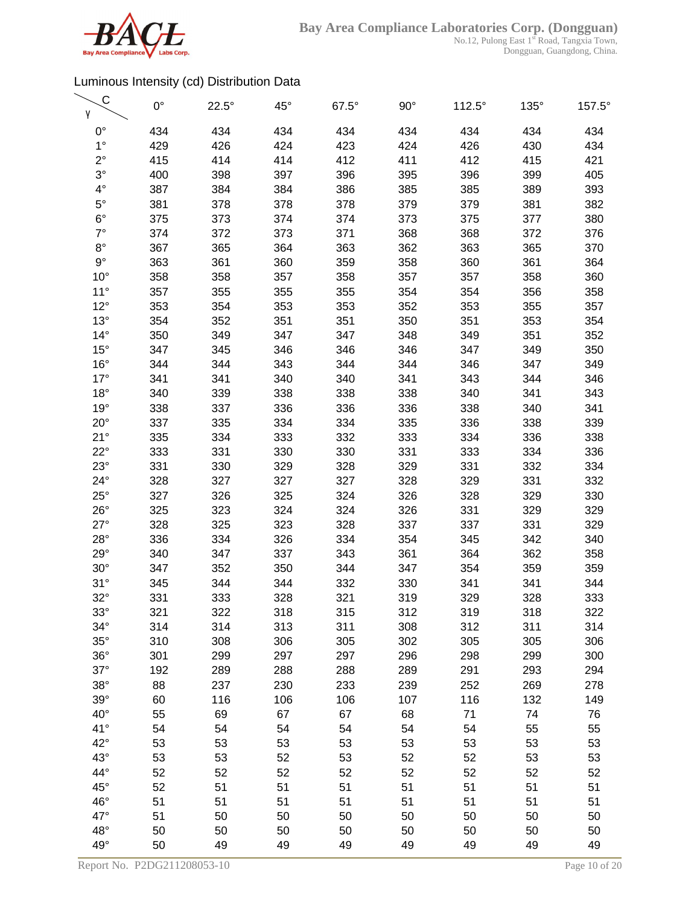Luminous Intensity (cd) Distribution Data

| γ \ C | 0° | 22.5° | 45° | 67.5° | 90° | 112.5° | 135° | 157.5° |
|---|---|---|---|---|---|---|---|---|
| 0° | 434 | 434 | 434 | 434 | 434 | 434 | 434 | 434 |
| 1° | 429 | 426 | 424 | 423 | 424 | 426 | 430 | 434 |
| 2° | 415 | 414 | 414 | 412 | 411 | 412 | 415 | 421 |
| 3° | 400 | 398 | 397 | 396 | 395 | 396 | 399 | 405 |
| 4° | 387 | 384 | 384 | 386 | 385 | 385 | 389 | 393 |
| 5° | 381 | 378 | 378 | 378 | 379 | 379 | 381 | 382 |
| 6° | 375 | 373 | 374 | 374 | 373 | 375 | 377 | 380 |
| 7° | 374 | 372 | 373 | 371 | 368 | 368 | 372 | 376 |
| 8° | 367 | 365 | 364 | 363 | 362 | 363 | 365 | 370 |
| 9° | 363 | 361 | 360 | 359 | 358 | 360 | 361 | 364 |
| 10° | 358 | 358 | 357 | 358 | 357 | 357 | 358 | 360 |
| 11° | 357 | 355 | 355 | 355 | 354 | 354 | 356 | 358 |
| 12° | 353 | 354 | 353 | 353 | 352 | 353 | 355 | 357 |
| 13° | 354 | 352 | 351 | 351 | 350 | 351 | 353 | 354 |
| 14° | 350 | 349 | 347 | 347 | 348 | 349 | 351 | 352 |
| 15° | 347 | 345 | 346 | 346 | 346 | 347 | 349 | 350 |
| 16° | 344 | 344 | 343 | 344 | 344 | 346 | 347 | 349 |
| 17° | 341 | 341 | 340 | 340 | 341 | 343 | 344 | 346 |
| 18° | 340 | 339 | 338 | 338 | 338 | 340 | 341 | 343 |
| 19° | 338 | 337 | 336 | 336 | 336 | 338 | 340 | 341 |
| 20° | 337 | 335 | 334 | 334 | 335 | 336 | 338 | 339 |
| 21° | 335 | 334 | 333 | 332 | 333 | 334 | 336 | 338 |
| 22° | 333 | 331 | 330 | 330 | 331 | 333 | 334 | 336 |
| 23° | 331 | 330 | 329 | 328 | 329 | 331 | 332 | 334 |
| 24° | 328 | 327 | 327 | 327 | 328 | 329 | 331 | 332 |
| 25° | 327 | 326 | 325 | 324 | 326 | 328 | 329 | 330 |
| 26° | 325 | 323 | 324 | 324 | 326 | 331 | 329 | 329 |
| 27° | 328 | 325 | 323 | 328 | 337 | 337 | 331 | 329 |
| 28° | 336 | 334 | 326 | 334 | 354 | 345 | 342 | 340 |
| 29° | 340 | 347 | 337 | 343 | 361 | 364 | 362 | 358 |
| 30° | 347 | 352 | 350 | 344 | 347 | 354 | 359 | 359 |
| 31° | 345 | 344 | 344 | 332 | 330 | 341 | 341 | 344 |
| 32° | 331 | 333 | 328 | 321 | 319 | 329 | 328 | 333 |
| 33° | 321 | 322 | 318 | 315 | 312 | 319 | 318 | 322 |
| 34° | 314 | 314 | 313 | 311 | 308 | 312 | 311 | 314 |
| 35° | 310 | 308 | 306 | 305 | 302 | 305 | 305 | 306 |
| 36° | 301 | 299 | 297 | 297 | 296 | 298 | 299 | 300 |
| 37° | 192 | 289 | 288 | 288 | 289 | 291 | 293 | 294 |
| 38° | 88 | 237 | 230 | 233 | 239 | 252 | 269 | 278 |
| 39° | 60 | 116 | 106 | 106 | 107 | 116 | 132 | 149 |
| 40° | 55 | 69 | 67 | 67 | 68 | 71 | 74 | 76 |
| 41° | 54 | 54 | 54 | 54 | 54 | 54 | 55 | 55 |
| 42° | 53 | 53 | 53 | 53 | 53 | 53 | 53 | 53 |
| 43° | 53 | 53 | 52 | 53 | 52 | 52 | 53 | 53 |
| 44° | 52 | 52 | 52 | 52 | 52 | 52 | 52 | 52 |
| 45° | 52 | 51 | 51 | 51 | 51 | 51 | 51 | 51 |
| 46° | 51 | 51 | 51 | 51 | 51 | 51 | 51 | 51 |
| 47° | 51 | 50 | 50 | 50 | 50 | 50 | 50 | 50 |
| 48° | 50 | 50 | 50 | 50 | 50 | 50 | 50 | 50 |
| 49° | 50 | 49 | 49 | 49 | 49 | 49 | 49 | 49 |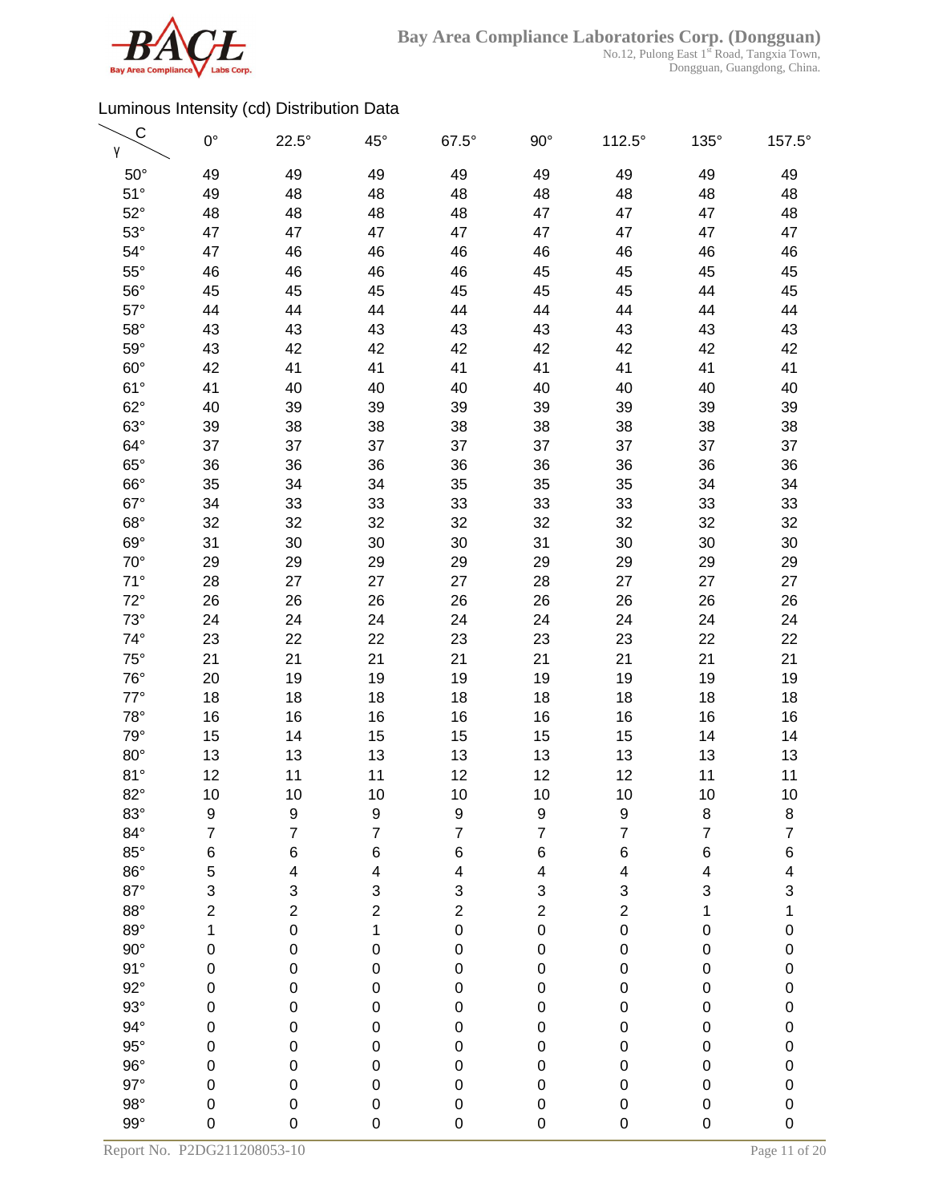Luminous Intensity (cd) Distribution Data

| γ \ C | 0° | 22.5° | 45° | 67.5° | 90° | 112.5° | 135° | 157.5° |
|---|---|---|---|---|---|---|---|---|
| 50° | 49 | 49 | 49 | 49 | 49 | 49 | 49 | 49 |
| 51° | 49 | 48 | 48 | 48 | 48 | 48 | 48 | 48 |
| 52° | 48 | 48 | 48 | 48 | 47 | 47 | 47 | 48 |
| 53° | 47 | 47 | 47 | 47 | 47 | 47 | 47 | 47 |
| 54° | 47 | 46 | 46 | 46 | 46 | 46 | 46 | 46 |
| 55° | 46 | 46 | 46 | 46 | 45 | 45 | 45 | 45 |
| 56° | 45 | 45 | 45 | 45 | 45 | 45 | 44 | 45 |
| 57° | 44 | 44 | 44 | 44 | 44 | 44 | 44 | 44 |
| 58° | 43 | 43 | 43 | 43 | 43 | 43 | 43 | 43 |
| 59° | 43 | 42 | 42 | 42 | 42 | 42 | 42 | 42 |
| 60° | 42 | 41 | 41 | 41 | 41 | 41 | 41 | 41 |
| 61° | 41 | 40 | 40 | 40 | 40 | 40 | 40 | 40 |
| 62° | 40 | 39 | 39 | 39 | 39 | 39 | 39 | 39 |
| 63° | 39 | 38 | 38 | 38 | 38 | 38 | 38 | 38 |
| 64° | 37 | 37 | 37 | 37 | 37 | 37 | 37 | 37 |
| 65° | 36 | 36 | 36 | 36 | 36 | 36 | 36 | 36 |
| 66° | 35 | 34 | 34 | 35 | 35 | 35 | 34 | 34 |
| 67° | 34 | 33 | 33 | 33 | 33 | 33 | 33 | 33 |
| 68° | 32 | 32 | 32 | 32 | 32 | 32 | 32 | 32 |
| 69° | 31 | 30 | 30 | 30 | 31 | 30 | 30 | 30 |
| 70° | 29 | 29 | 29 | 29 | 29 | 29 | 29 | 29 |
| 71° | 28 | 27 | 27 | 27 | 28 | 27 | 27 | 27 |
| 72° | 26 | 26 | 26 | 26 | 26 | 26 | 26 | 26 |
| 73° | 24 | 24 | 24 | 24 | 24 | 24 | 24 | 24 |
| 74° | 23 | 22 | 22 | 23 | 23 | 23 | 22 | 22 |
| 75° | 21 | 21 | 21 | 21 | 21 | 21 | 21 | 21 |
| 76° | 20 | 19 | 19 | 19 | 19 | 19 | 19 | 19 |
| 77° | 18 | 18 | 18 | 18 | 18 | 18 | 18 | 18 |
| 78° | 16 | 16 | 16 | 16 | 16 | 16 | 16 | 16 |
| 79° | 15 | 14 | 15 | 15 | 15 | 15 | 14 | 14 |
| 80° | 13 | 13 | 13 | 13 | 13 | 13 | 13 | 13 |
| 81° | 12 | 11 | 11 | 12 | 12 | 12 | 11 | 11 |
| 82° | 10 | 10 | 10 | 10 | 10 | 10 | 10 | 10 |
| 83° | 9 | 9 | 9 | 9 | 9 | 9 | 8 | 8 |
| 84° | 7 | 7 | 7 | 7 | 7 | 7 | 7 | 7 |
| 85° | 6 | 6 | 6 | 6 | 6 | 6 | 6 | 6 |
| 86° | 5 | 4 | 4 | 4 | 4 | 4 | 4 | 4 |
| 87° | 3 | 3 | 3 | 3 | 3 | 3 | 3 | 3 |
| 88° | 2 | 2 | 2 | 2 | 2 | 2 | 1 | 1 |
| 89° | 1 | 0 | 1 | 0 | 0 | 0 | 0 | 0 |
| 90° | 0 | 0 | 0 | 0 | 0 | 0 | 0 | 0 |
| 91° | 0 | 0 | 0 | 0 | 0 | 0 | 0 | 0 |
| 92° | 0 | 0 | 0 | 0 | 0 | 0 | 0 | 0 |
| 93° | 0 | 0 | 0 | 0 | 0 | 0 | 0 | 0 |
| 94° | 0 | 0 | 0 | 0 | 0 | 0 | 0 | 0 |
| 95° | 0 | 0 | 0 | 0 | 0 | 0 | 0 | 0 |
| 96° | 0 | 0 | 0 | 0 | 0 | 0 | 0 | 0 |
| 97° | 0 | 0 | 0 | 0 | 0 | 0 | 0 | 0 |
| 98° | 0 | 0 | 0 | 0 | 0 | 0 | 0 | 0 |
| 99° | 0 | 0 | 0 | 0 | 0 | 0 | 0 | 0 |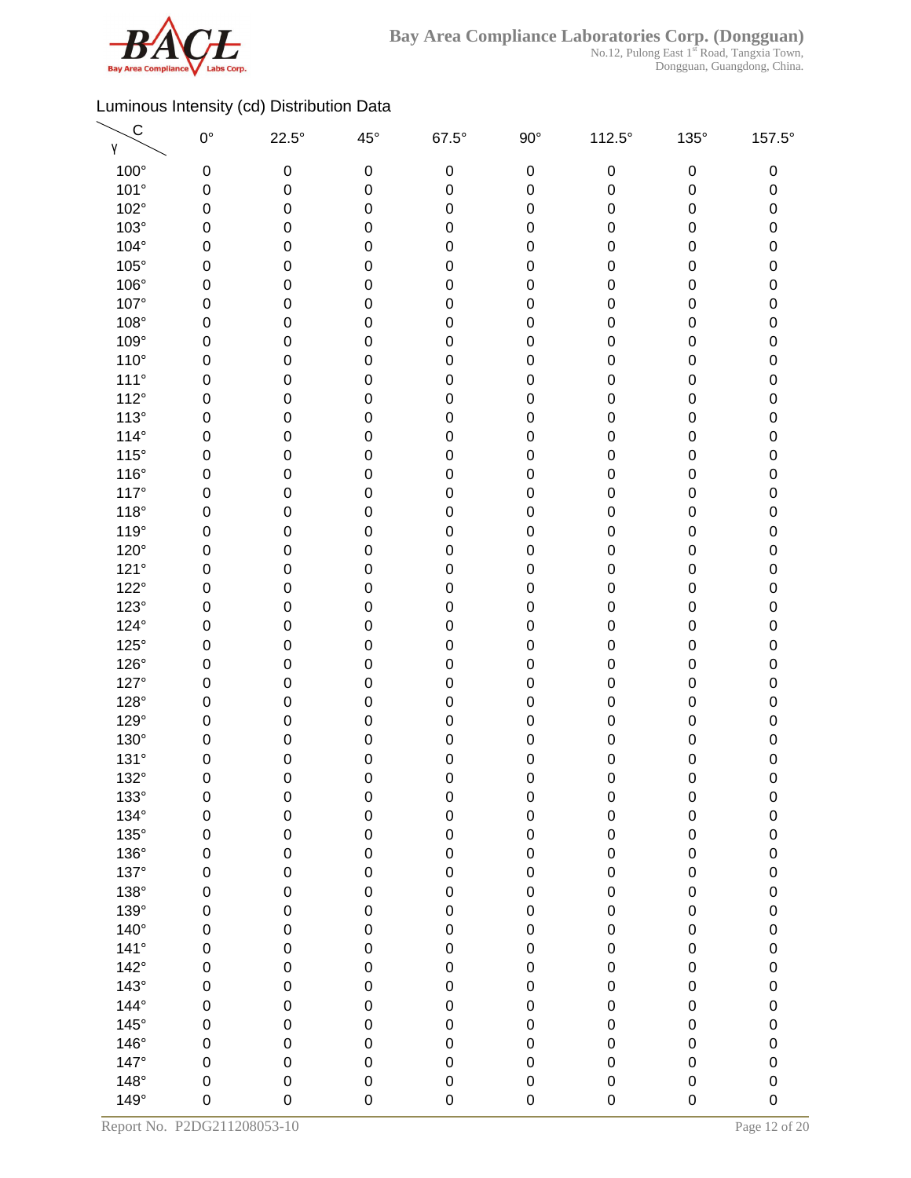Luminous Intensity (cd) Distribution Data

| C / γ | 0° | 22.5° | 45° | 67.5° | 90° | 112.5° | 135° | 157.5° |
|---|---|---|---|---|---|---|---|---|
| 100° | 0 | 0 | 0 | 0 | 0 | 0 | 0 | 0 |
| 101° | 0 | 0 | 0 | 0 | 0 | 0 | 0 | 0 |
| 102° | 0 | 0 | 0 | 0 | 0 | 0 | 0 | 0 |
| 103° | 0 | 0 | 0 | 0 | 0 | 0 | 0 | 0 |
| 104° | 0 | 0 | 0 | 0 | 0 | 0 | 0 | 0 |
| 105° | 0 | 0 | 0 | 0 | 0 | 0 | 0 | 0 |
| 106° | 0 | 0 | 0 | 0 | 0 | 0 | 0 | 0 |
| 107° | 0 | 0 | 0 | 0 | 0 | 0 | 0 | 0 |
| 108° | 0 | 0 | 0 | 0 | 0 | 0 | 0 | 0 |
| 109° | 0 | 0 | 0 | 0 | 0 | 0 | 0 | 0 |
| 110° | 0 | 0 | 0 | 0 | 0 | 0 | 0 | 0 |
| 111° | 0 | 0 | 0 | 0 | 0 | 0 | 0 | 0 |
| 112° | 0 | 0 | 0 | 0 | 0 | 0 | 0 | 0 |
| 113° | 0 | 0 | 0 | 0 | 0 | 0 | 0 | 0 |
| 114° | 0 | 0 | 0 | 0 | 0 | 0 | 0 | 0 |
| 115° | 0 | 0 | 0 | 0 | 0 | 0 | 0 | 0 |
| 116° | 0 | 0 | 0 | 0 | 0 | 0 | 0 | 0 |
| 117° | 0 | 0 | 0 | 0 | 0 | 0 | 0 | 0 |
| 118° | 0 | 0 | 0 | 0 | 0 | 0 | 0 | 0 |
| 119° | 0 | 0 | 0 | 0 | 0 | 0 | 0 | 0 |
| 120° | 0 | 0 | 0 | 0 | 0 | 0 | 0 | 0 |
| 121° | 0 | 0 | 0 | 0 | 0 | 0 | 0 | 0 |
| 122° | 0 | 0 | 0 | 0 | 0 | 0 | 0 | 0 |
| 123° | 0 | 0 | 0 | 0 | 0 | 0 | 0 | 0 |
| 124° | 0 | 0 | 0 | 0 | 0 | 0 | 0 | 0 |
| 125° | 0 | 0 | 0 | 0 | 0 | 0 | 0 | 0 |
| 126° | 0 | 0 | 0 | 0 | 0 | 0 | 0 | 0 |
| 127° | 0 | 0 | 0 | 0 | 0 | 0 | 0 | 0 |
| 128° | 0 | 0 | 0 | 0 | 0 | 0 | 0 | 0 |
| 129° | 0 | 0 | 0 | 0 | 0 | 0 | 0 | 0 |
| 130° | 0 | 0 | 0 | 0 | 0 | 0 | 0 | 0 |
| 131° | 0 | 0 | 0 | 0 | 0 | 0 | 0 | 0 |
| 132° | 0 | 0 | 0 | 0 | 0 | 0 | 0 | 0 |
| 133° | 0 | 0 | 0 | 0 | 0 | 0 | 0 | 0 |
| 134° | 0 | 0 | 0 | 0 | 0 | 0 | 0 | 0 |
| 135° | 0 | 0 | 0 | 0 | 0 | 0 | 0 | 0 |
| 136° | 0 | 0 | 0 | 0 | 0 | 0 | 0 | 0 |
| 137° | 0 | 0 | 0 | 0 | 0 | 0 | 0 | 0 |
| 138° | 0 | 0 | 0 | 0 | 0 | 0 | 0 | 0 |
| 139° | 0 | 0 | 0 | 0 | 0 | 0 | 0 | 0 |
| 140° | 0 | 0 | 0 | 0 | 0 | 0 | 0 | 0 |
| 141° | 0 | 0 | 0 | 0 | 0 | 0 | 0 | 0 |
| 142° | 0 | 0 | 0 | 0 | 0 | 0 | 0 | 0 |
| 143° | 0 | 0 | 0 | 0 | 0 | 0 | 0 | 0 |
| 144° | 0 | 0 | 0 | 0 | 0 | 0 | 0 | 0 |
| 145° | 0 | 0 | 0 | 0 | 0 | 0 | 0 | 0 |
| 146° | 0 | 0 | 0 | 0 | 0 | 0 | 0 | 0 |
| 147° | 0 | 0 | 0 | 0 | 0 | 0 | 0 | 0 |
| 148° | 0 | 0 | 0 | 0 | 0 | 0 | 0 | 0 |
| 149° | 0 | 0 | 0 | 0 | 0 | 0 | 0 | 0 |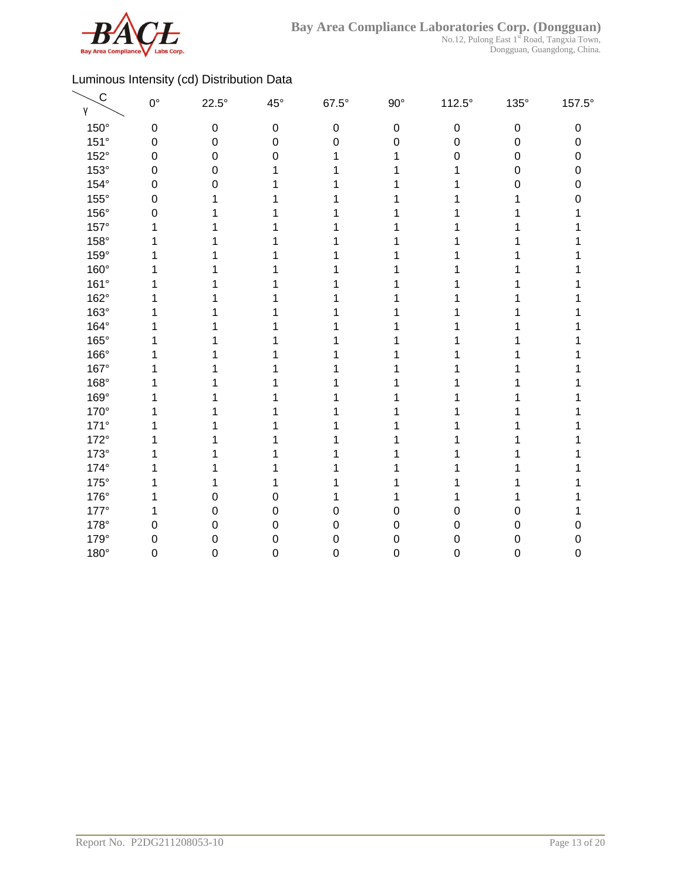Luminous Intensity (cd) Distribution Data

| γ \ C | 0° | 22.5° | 45° | 67.5° | 90° | 112.5° | 135° | 157.5° |
|---|---|---|---|---|---|---|---|---|
| 150° | 0 | 0 | 0 | 0 | 0 | 0 | 0 | 0 |
| 151° | 0 | 0 | 0 | 0 | 0 | 0 | 0 | 0 |
| 152° | 0 | 0 | 0 | 1 | 1 | 0 | 0 | 0 |
| 153° | 0 | 0 | 1 | 1 | 1 | 1 | 0 | 0 |
| 154° | 0 | 0 | 1 | 1 | 1 | 1 | 0 | 0 |
| 155° | 0 | 1 | 1 | 1 | 1 | 1 | 1 | 0 |
| 156° | 0 | 1 | 1 | 1 | 1 | 1 | 1 | 1 |
| 157° | 1 | 1 | 1 | 1 | 1 | 1 | 1 | 1 |
| 158° | 1 | 1 | 1 | 1 | 1 | 1 | 1 | 1 |
| 159° | 1 | 1 | 1 | 1 | 1 | 1 | 1 | 1 |
| 160° | 1 | 1 | 1 | 1 | 1 | 1 | 1 | 1 |
| 161° | 1 | 1 | 1 | 1 | 1 | 1 | 1 | 1 |
| 162° | 1 | 1 | 1 | 1 | 1 | 1 | 1 | 1 |
| 163° | 1 | 1 | 1 | 1 | 1 | 1 | 1 | 1 |
| 164° | 1 | 1 | 1 | 1 | 1 | 1 | 1 | 1 |
| 165° | 1 | 1 | 1 | 1 | 1 | 1 | 1 | 1 |
| 166° | 1 | 1 | 1 | 1 | 1 | 1 | 1 | 1 |
| 167° | 1 | 1 | 1 | 1 | 1 | 1 | 1 | 1 |
| 168° | 1 | 1 | 1 | 1 | 1 | 1 | 1 | 1 |
| 169° | 1 | 1 | 1 | 1 | 1 | 1 | 1 | 1 |
| 170° | 1 | 1 | 1 | 1 | 1 | 1 | 1 | 1 |
| 171° | 1 | 1 | 1 | 1 | 1 | 1 | 1 | 1 |
| 172° | 1 | 1 | 1 | 1 | 1 | 1 | 1 | 1 |
| 173° | 1 | 1 | 1 | 1 | 1 | 1 | 1 | 1 |
| 174° | 1 | 1 | 1 | 1 | 1 | 1 | 1 | 1 |
| 175° | 1 | 1 | 1 | 1 | 1 | 1 | 1 | 1 |
| 176° | 1 | 0 | 0 | 1 | 1 | 1 | 1 | 1 |
| 177° | 1 | 0 | 0 | 0 | 0 | 0 | 0 | 1 |
| 178° | 0 | 0 | 0 | 0 | 0 | 0 | 0 | 0 |
| 179° | 0 | 0 | 0 | 0 | 0 | 0 | 0 | 0 |
| 180° | 0 | 0 | 0 | 0 | 0 | 0 | 0 | 0 |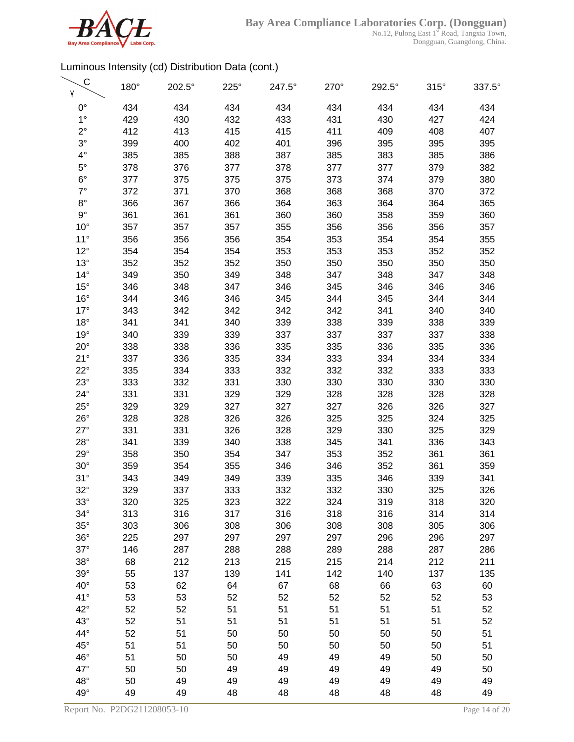Luminous Intensity (cd) Distribution Data (cont.)

| γ \ C | 180° | 202.5° | 225° | 247.5° | 270° | 292.5° | 315° | 337.5° |
|---|---|---|---|---|---|---|---|---|
| 0° | 434 | 434 | 434 | 434 | 434 | 434 | 434 | 434 |
| 1° | 429 | 430 | 432 | 433 | 431 | 430 | 427 | 424 |
| 2° | 412 | 413 | 415 | 415 | 411 | 409 | 408 | 407 |
| 3° | 399 | 400 | 402 | 401 | 396 | 395 | 395 | 395 |
| 4° | 385 | 385 | 388 | 387 | 385 | 383 | 385 | 386 |
| 5° | 378 | 376 | 377 | 378 | 377 | 377 | 379 | 382 |
| 6° | 377 | 375 | 375 | 375 | 373 | 374 | 379 | 380 |
| 7° | 372 | 371 | 370 | 368 | 368 | 368 | 370 | 372 |
| 8° | 366 | 367 | 366 | 364 | 363 | 364 | 364 | 365 |
| 9° | 361 | 361 | 361 | 360 | 360 | 358 | 359 | 360 |
| 10° | 357 | 357 | 357 | 355 | 356 | 356 | 356 | 357 |
| 11° | 356 | 356 | 356 | 354 | 353 | 354 | 354 | 355 |
| 12° | 354 | 354 | 354 | 353 | 353 | 353 | 352 | 352 |
| 13° | 352 | 352 | 352 | 350 | 350 | 350 | 350 | 350 |
| 14° | 349 | 350 | 349 | 348 | 347 | 348 | 347 | 348 |
| 15° | 346 | 348 | 347 | 346 | 345 | 346 | 346 | 346 |
| 16° | 344 | 346 | 346 | 345 | 344 | 345 | 344 | 344 |
| 17° | 343 | 342 | 342 | 342 | 342 | 341 | 340 | 340 |
| 18° | 341 | 341 | 340 | 339 | 338 | 339 | 338 | 339 |
| 19° | 340 | 339 | 339 | 337 | 337 | 337 | 337 | 338 |
| 20° | 338 | 338 | 336 | 335 | 335 | 336 | 335 | 336 |
| 21° | 337 | 336 | 335 | 334 | 333 | 334 | 334 | 334 |
| 22° | 335 | 334 | 333 | 332 | 332 | 332 | 333 | 333 |
| 23° | 333 | 332 | 331 | 330 | 330 | 330 | 330 | 330 |
| 24° | 331 | 331 | 329 | 329 | 328 | 328 | 328 | 328 |
| 25° | 329 | 329 | 327 | 327 | 327 | 326 | 326 | 327 |
| 26° | 328 | 328 | 326 | 326 | 325 | 325 | 324 | 325 |
| 27° | 331 | 331 | 326 | 328 | 329 | 330 | 325 | 329 |
| 28° | 341 | 339 | 340 | 338 | 345 | 341 | 336 | 343 |
| 29° | 358 | 350 | 354 | 347 | 353 | 352 | 361 | 361 |
| 30° | 359 | 354 | 355 | 346 | 346 | 352 | 361 | 359 |
| 31° | 343 | 349 | 349 | 339 | 335 | 346 | 339 | 341 |
| 32° | 329 | 337 | 333 | 332 | 332 | 330 | 325 | 326 |
| 33° | 320 | 325 | 323 | 322 | 324 | 319 | 318 | 320 |
| 34° | 313 | 316 | 317 | 316 | 318 | 316 | 314 | 314 |
| 35° | 303 | 306 | 308 | 306 | 308 | 308 | 305 | 306 |
| 36° | 225 | 297 | 297 | 297 | 297 | 296 | 296 | 297 |
| 37° | 146 | 287 | 288 | 288 | 289 | 288 | 287 | 286 |
| 38° | 68 | 212 | 213 | 215 | 215 | 214 | 212 | 211 |
| 39° | 55 | 137 | 139 | 141 | 142 | 140 | 137 | 135 |
| 40° | 53 | 62 | 64 | 67 | 68 | 66 | 63 | 60 |
| 41° | 53 | 53 | 52 | 52 | 52 | 52 | 52 | 53 |
| 42° | 52 | 52 | 51 | 51 | 51 | 51 | 51 | 52 |
| 43° | 52 | 51 | 51 | 51 | 51 | 51 | 51 | 52 |
| 44° | 52 | 51 | 50 | 50 | 50 | 50 | 50 | 51 |
| 45° | 51 | 51 | 50 | 50 | 50 | 50 | 50 | 51 |
| 46° | 51 | 50 | 50 | 49 | 49 | 49 | 50 | 50 |
| 47° | 50 | 50 | 49 | 49 | 49 | 49 | 49 | 50 |
| 48° | 50 | 49 | 49 | 49 | 49 | 49 | 49 | 49 |
| 49° | 49 | 49 | 48 | 48 | 48 | 48 | 48 | 49 |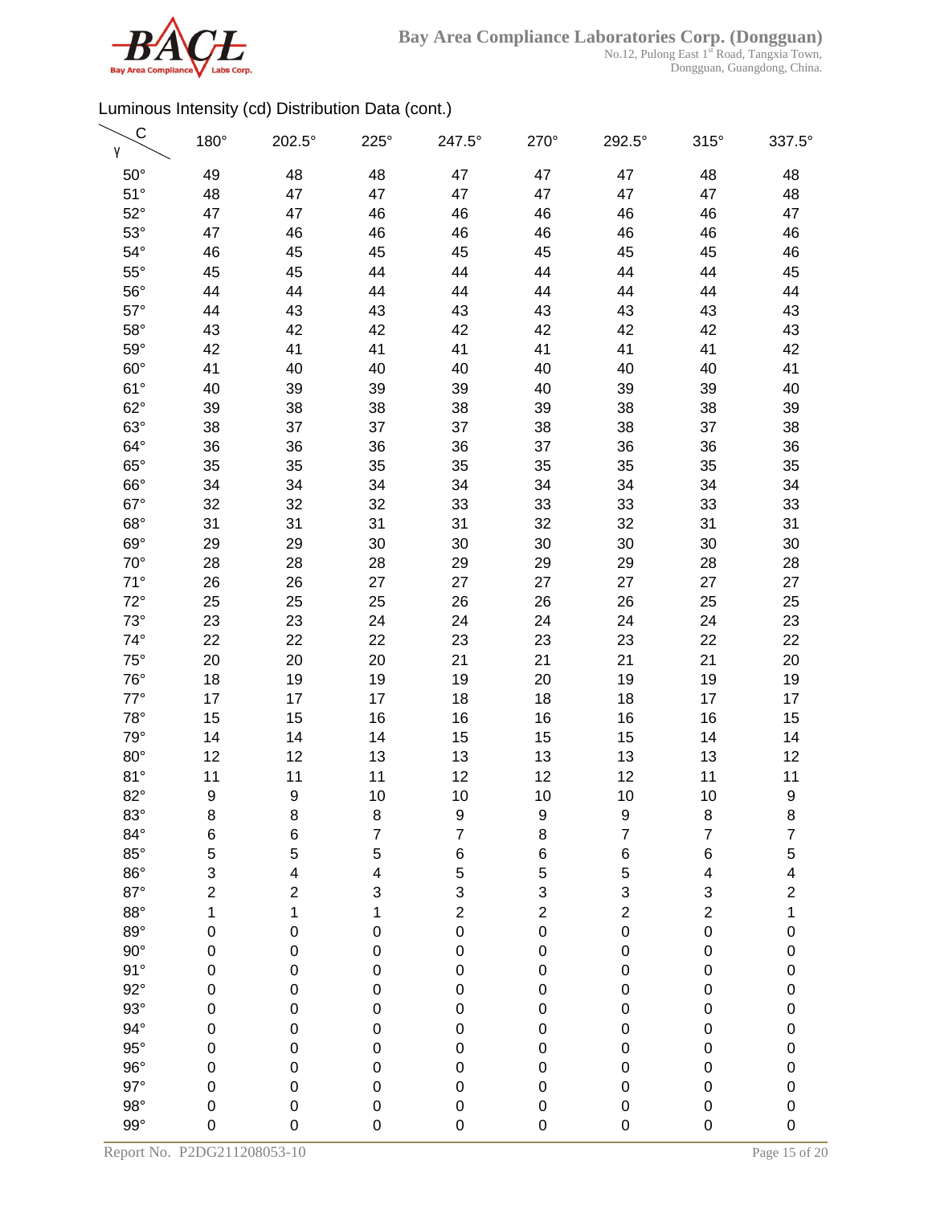Luminous Intensity (cd) Distribution Data (cont.)

| γ \ C | 180° | 202.5° | 225° | 247.5° | 270° | 292.5° | 315° | 337.5° |
|---|---|---|---|---|---|---|---|---|
| 50° | 49 | 48 | 48 | 47 | 47 | 47 | 48 | 48 |
| 51° | 48 | 47 | 47 | 47 | 47 | 47 | 47 | 48 |
| 52° | 47 | 47 | 46 | 46 | 46 | 46 | 46 | 47 |
| 53° | 47 | 46 | 46 | 46 | 46 | 46 | 46 | 46 |
| 54° | 46 | 45 | 45 | 45 | 45 | 45 | 45 | 46 |
| 55° | 45 | 45 | 44 | 44 | 44 | 44 | 44 | 45 |
| 56° | 44 | 44 | 44 | 44 | 44 | 44 | 44 | 44 |
| 57° | 44 | 43 | 43 | 43 | 43 | 43 | 43 | 43 |
| 58° | 43 | 42 | 42 | 42 | 42 | 42 | 42 | 43 |
| 59° | 42 | 41 | 41 | 41 | 41 | 41 | 41 | 42 |
| 60° | 41 | 40 | 40 | 40 | 40 | 40 | 40 | 41 |
| 61° | 40 | 39 | 39 | 39 | 40 | 39 | 39 | 40 |
| 62° | 39 | 38 | 38 | 38 | 39 | 38 | 38 | 39 |
| 63° | 38 | 37 | 37 | 37 | 38 | 38 | 37 | 38 |
| 64° | 36 | 36 | 36 | 36 | 37 | 36 | 36 | 36 |
| 65° | 35 | 35 | 35 | 35 | 35 | 35 | 35 | 35 |
| 66° | 34 | 34 | 34 | 34 | 34 | 34 | 34 | 34 |
| 67° | 32 | 32 | 32 | 33 | 33 | 33 | 33 | 33 |
| 68° | 31 | 31 | 31 | 31 | 32 | 32 | 31 | 31 |
| 69° | 29 | 29 | 30 | 30 | 30 | 30 | 30 | 30 |
| 70° | 28 | 28 | 28 | 29 | 29 | 29 | 28 | 28 |
| 71° | 26 | 26 | 27 | 27 | 27 | 27 | 27 | 27 |
| 72° | 25 | 25 | 25 | 26 | 26 | 26 | 25 | 25 |
| 73° | 23 | 23 | 24 | 24 | 24 | 24 | 24 | 23 |
| 74° | 22 | 22 | 22 | 23 | 23 | 23 | 22 | 22 |
| 75° | 20 | 20 | 20 | 21 | 21 | 21 | 21 | 20 |
| 76° | 18 | 19 | 19 | 19 | 20 | 19 | 19 | 19 |
| 77° | 17 | 17 | 17 | 18 | 18 | 18 | 17 | 17 |
| 78° | 15 | 15 | 16 | 16 | 16 | 16 | 16 | 15 |
| 79° | 14 | 14 | 14 | 15 | 15 | 15 | 14 | 14 |
| 80° | 12 | 12 | 13 | 13 | 13 | 13 | 13 | 12 |
| 81° | 11 | 11 | 11 | 12 | 12 | 12 | 11 | 11 |
| 82° | 9 | 9 | 10 | 10 | 10 | 10 | 10 | 9 |
| 83° | 8 | 8 | 8 | 9 | 9 | 9 | 8 | 8 |
| 84° | 6 | 6 | 7 | 7 | 8 | 7 | 7 | 7 |
| 85° | 5 | 5 | 5 | 6 | 6 | 6 | 6 | 5 |
| 86° | 3 | 4 | 4 | 5 | 5 | 5 | 4 | 4 |
| 87° | 2 | 2 | 3 | 3 | 3 | 3 | 3 | 2 |
| 88° | 1 | 1 | 1 | 2 | 2 | 2 | 2 | 1 |
| 89° | 0 | 0 | 0 | 0 | 0 | 0 | 0 | 0 |
| 90° | 0 | 0 | 0 | 0 | 0 | 0 | 0 | 0 |
| 91° | 0 | 0 | 0 | 0 | 0 | 0 | 0 | 0 |
| 92° | 0 | 0 | 0 | 0 | 0 | 0 | 0 | 0 |
| 93° | 0 | 0 | 0 | 0 | 0 | 0 | 0 | 0 |
| 94° | 0 | 0 | 0 | 0 | 0 | 0 | 0 | 0 |
| 95° | 0 | 0 | 0 | 0 | 0 | 0 | 0 | 0 |
| 96° | 0 | 0 | 0 | 0 | 0 | 0 | 0 | 0 |
| 97° | 0 | 0 | 0 | 0 | 0 | 0 | 0 | 0 |
| 98° | 0 | 0 | 0 | 0 | 0 | 0 | 0 | 0 |
| 99° | 0 | 0 | 0 | 0 | 0 | 0 | 0 | 0 |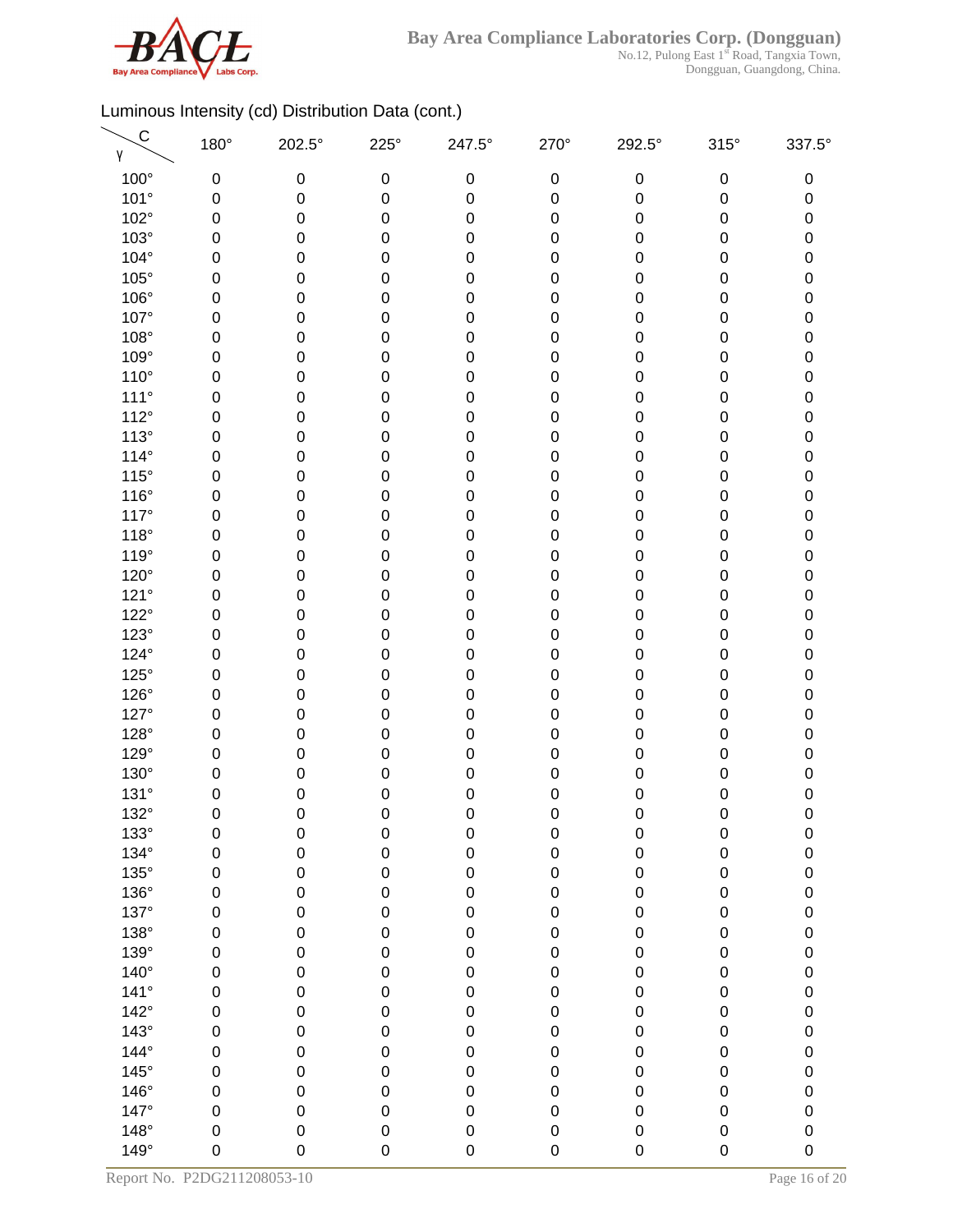Luminous Intensity (cd) Distribution Data (cont.)

| γ \ C | 180° | 202.5° | 225° | 247.5° | 270° | 292.5° | 315° | 337.5° |
|---|---|---|---|---|---|---|---|---|
| 100° | 0 | 0 | 0 | 0 | 0 | 0 | 0 | 0 |
| 101° | 0 | 0 | 0 | 0 | 0 | 0 | 0 | 0 |
| 102° | 0 | 0 | 0 | 0 | 0 | 0 | 0 | 0 |
| 103° | 0 | 0 | 0 | 0 | 0 | 0 | 0 | 0 |
| 104° | 0 | 0 | 0 | 0 | 0 | 0 | 0 | 0 |
| 105° | 0 | 0 | 0 | 0 | 0 | 0 | 0 | 0 |
| 106° | 0 | 0 | 0 | 0 | 0 | 0 | 0 | 0 |
| 107° | 0 | 0 | 0 | 0 | 0 | 0 | 0 | 0 |
| 108° | 0 | 0 | 0 | 0 | 0 | 0 | 0 | 0 |
| 109° | 0 | 0 | 0 | 0 | 0 | 0 | 0 | 0 |
| 110° | 0 | 0 | 0 | 0 | 0 | 0 | 0 | 0 |
| 111° | 0 | 0 | 0 | 0 | 0 | 0 | 0 | 0 |
| 112° | 0 | 0 | 0 | 0 | 0 | 0 | 0 | 0 |
| 113° | 0 | 0 | 0 | 0 | 0 | 0 | 0 | 0 |
| 114° | 0 | 0 | 0 | 0 | 0 | 0 | 0 | 0 |
| 115° | 0 | 0 | 0 | 0 | 0 | 0 | 0 | 0 |
| 116° | 0 | 0 | 0 | 0 | 0 | 0 | 0 | 0 |
| 117° | 0 | 0 | 0 | 0 | 0 | 0 | 0 | 0 |
| 118° | 0 | 0 | 0 | 0 | 0 | 0 | 0 | 0 |
| 119° | 0 | 0 | 0 | 0 | 0 | 0 | 0 | 0 |
| 120° | 0 | 0 | 0 | 0 | 0 | 0 | 0 | 0 |
| 121° | 0 | 0 | 0 | 0 | 0 | 0 | 0 | 0 |
| 122° | 0 | 0 | 0 | 0 | 0 | 0 | 0 | 0 |
| 123° | 0 | 0 | 0 | 0 | 0 | 0 | 0 | 0 |
| 124° | 0 | 0 | 0 | 0 | 0 | 0 | 0 | 0 |
| 125° | 0 | 0 | 0 | 0 | 0 | 0 | 0 | 0 |
| 126° | 0 | 0 | 0 | 0 | 0 | 0 | 0 | 0 |
| 127° | 0 | 0 | 0 | 0 | 0 | 0 | 0 | 0 |
| 128° | 0 | 0 | 0 | 0 | 0 | 0 | 0 | 0 |
| 129° | 0 | 0 | 0 | 0 | 0 | 0 | 0 | 0 |
| 130° | 0 | 0 | 0 | 0 | 0 | 0 | 0 | 0 |
| 131° | 0 | 0 | 0 | 0 | 0 | 0 | 0 | 0 |
| 132° | 0 | 0 | 0 | 0 | 0 | 0 | 0 | 0 |
| 133° | 0 | 0 | 0 | 0 | 0 | 0 | 0 | 0 |
| 134° | 0 | 0 | 0 | 0 | 0 | 0 | 0 | 0 |
| 135° | 0 | 0 | 0 | 0 | 0 | 0 | 0 | 0 |
| 136° | 0 | 0 | 0 | 0 | 0 | 0 | 0 | 0 |
| 137° | 0 | 0 | 0 | 0 | 0 | 0 | 0 | 0 |
| 138° | 0 | 0 | 0 | 0 | 0 | 0 | 0 | 0 |
| 139° | 0 | 0 | 0 | 0 | 0 | 0 | 0 | 0 |
| 140° | 0 | 0 | 0 | 0 | 0 | 0 | 0 | 0 |
| 141° | 0 | 0 | 0 | 0 | 0 | 0 | 0 | 0 |
| 142° | 0 | 0 | 0 | 0 | 0 | 0 | 0 | 0 |
| 143° | 0 | 0 | 0 | 0 | 0 | 0 | 0 | 0 |
| 144° | 0 | 0 | 0 | 0 | 0 | 0 | 0 | 0 |
| 145° | 0 | 0 | 0 | 0 | 0 | 0 | 0 | 0 |
| 146° | 0 | 0 | 0 | 0 | 0 | 0 | 0 | 0 |
| 147° | 0 | 0 | 0 | 0 | 0 | 0 | 0 | 0 |
| 148° | 0 | 0 | 0 | 0 | 0 | 0 | 0 | 0 |
| 149° | 0 | 0 | 0 | 0 | 0 | 0 | 0 | 0 |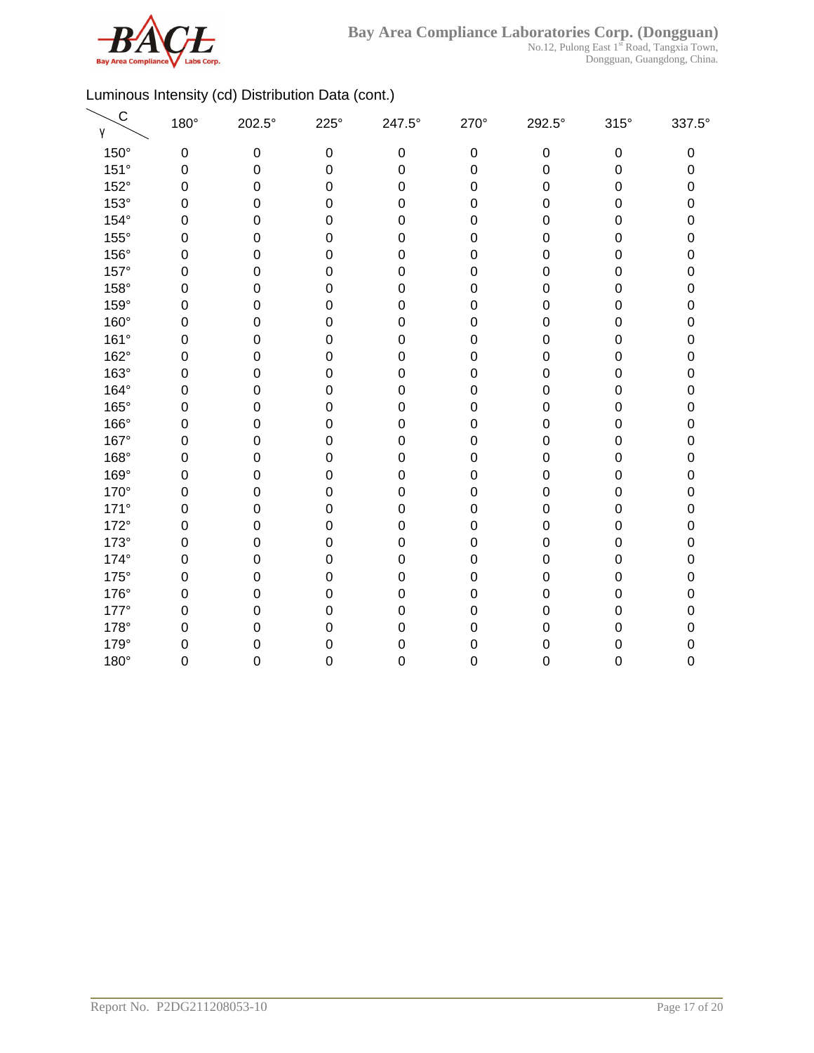Luminous Intensity (cd) Distribution Data (cont.)

| γ \ C | 180° | 202.5° | 225° | 247.5° | 270° | 292.5° | 315° | 337.5° |
|---|---|---|---|---|---|---|---|---|
| 150° | 0 | 0 | 0 | 0 | 0 | 0 | 0 | 0 |
| 151° | 0 | 0 | 0 | 0 | 0 | 0 | 0 | 0 |
| 152° | 0 | 0 | 0 | 0 | 0 | 0 | 0 | 0 |
| 153° | 0 | 0 | 0 | 0 | 0 | 0 | 0 | 0 |
| 154° | 0 | 0 | 0 | 0 | 0 | 0 | 0 | 0 |
| 155° | 0 | 0 | 0 | 0 | 0 | 0 | 0 | 0 |
| 156° | 0 | 0 | 0 | 0 | 0 | 0 | 0 | 0 |
| 157° | 0 | 0 | 0 | 0 | 0 | 0 | 0 | 0 |
| 158° | 0 | 0 | 0 | 0 | 0 | 0 | 0 | 0 |
| 159° | 0 | 0 | 0 | 0 | 0 | 0 | 0 | 0 |
| 160° | 0 | 0 | 0 | 0 | 0 | 0 | 0 | 0 |
| 161° | 0 | 0 | 0 | 0 | 0 | 0 | 0 | 0 |
| 162° | 0 | 0 | 0 | 0 | 0 | 0 | 0 | 0 |
| 163° | 0 | 0 | 0 | 0 | 0 | 0 | 0 | 0 |
| 164° | 0 | 0 | 0 | 0 | 0 | 0 | 0 | 0 |
| 165° | 0 | 0 | 0 | 0 | 0 | 0 | 0 | 0 |
| 166° | 0 | 0 | 0 | 0 | 0 | 0 | 0 | 0 |
| 167° | 0 | 0 | 0 | 0 | 0 | 0 | 0 | 0 |
| 168° | 0 | 0 | 0 | 0 | 0 | 0 | 0 | 0 |
| 169° | 0 | 0 | 0 | 0 | 0 | 0 | 0 | 0 |
| 170° | 0 | 0 | 0 | 0 | 0 | 0 | 0 | 0 |
| 171° | 0 | 0 | 0 | 0 | 0 | 0 | 0 | 0 |
| 172° | 0 | 0 | 0 | 0 | 0 | 0 | 0 | 0 |
| 173° | 0 | 0 | 0 | 0 | 0 | 0 | 0 | 0 |
| 174° | 0 | 0 | 0 | 0 | 0 | 0 | 0 | 0 |
| 175° | 0 | 0 | 0 | 0 | 0 | 0 | 0 | 0 |
| 176° | 0 | 0 | 0 | 0 | 0 | 0 | 0 | 0 |
| 177° | 0 | 0 | 0 | 0 | 0 | 0 | 0 | 0 |
| 178° | 0 | 0 | 0 | 0 | 0 | 0 | 0 | 0 |
| 179° | 0 | 0 | 0 | 0 | 0 | 0 | 0 | 0 |
| 180° | 0 | 0 | 0 | 0 | 0 | 0 | 0 | 0 |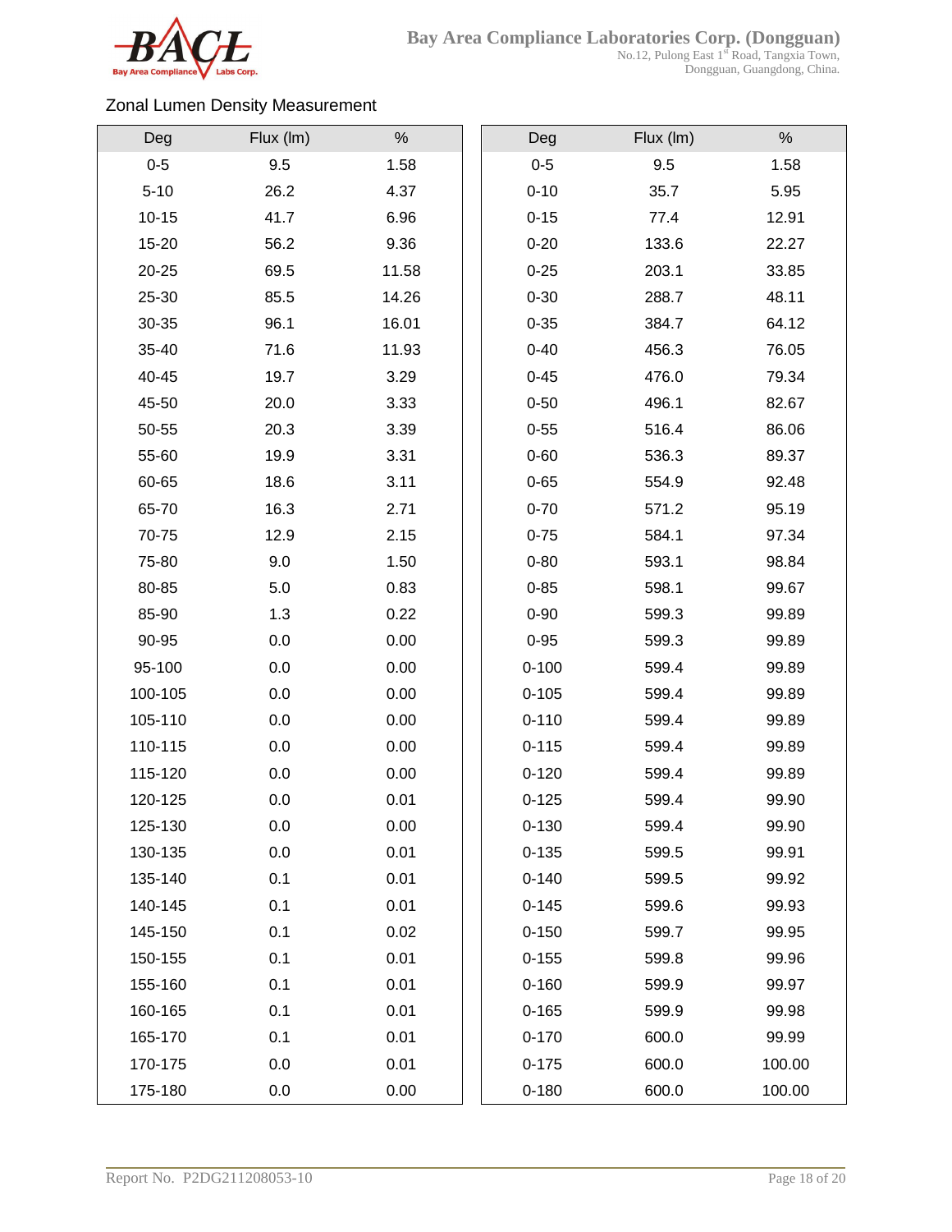Zonal Lumen Density Measurement

| Deg | Flux (lm) | % |
|---|---|---|
| 0-5 | 9.5 | 1.58 |
| 5-10 | 26.2 | 4.37 |
| 10-15 | 41.7 | 6.96 |
| 15-20 | 56.2 | 9.36 |
| 20-25 | 69.5 | 11.58 |
| 25-30 | 85.5 | 14.26 |
| 30-35 | 96.1 | 16.01 |
| 35-40 | 71.6 | 11.93 |
| 40-45 | 19.7 | 3.29 |
| 45-50 | 20.0 | 3.33 |
| 50-55 | 20.3 | 3.39 |
| 55-60 | 19.9 | 3.31 |
| 60-65 | 18.6 | 3.11 |
| 65-70 | 16.3 | 2.71 |
| 70-75 | 12.9 | 2.15 |
| 75-80 | 9.0 | 1.50 |
| 80-85 | 5.0 | 0.83 |
| 85-90 | 1.3 | 0.22 |
| 90-95 | 0.0 | 0.00 |
| 95-100 | 0.0 | 0.00 |
| 100-105 | 0.0 | 0.00 |
| 105-110 | 0.0 | 0.00 |
| 110-115 | 0.0 | 0.00 |
| 115-120 | 0.0 | 0.00 |
| 120-125 | 0.0 | 0.01 |
| 125-130 | 0.0 | 0.00 |
| 130-135 | 0.0 | 0.01 |
| 135-140 | 0.1 | 0.01 |
| 140-145 | 0.1 | 0.01 |
| 145-150 | 0.1 | 0.02 |
| 150-155 | 0.1 | 0.01 |
| 155-160 | 0.1 | 0.01 |
| 160-165 | 0.1 | 0.01 |
| 165-170 | 0.1 | 0.01 |
| 170-175 | 0.0 | 0.01 |
| 175-180 | 0.0 | 0.00 |

| Deg | Flux (lm) | % |
|---|---|---|
| 0-5 | 9.5 | 1.58 |
| 0-10 | 35.7 | 5.95 |
| 0-15 | 77.4 | 12.91 |
| 0-20 | 133.6 | 22.27 |
| 0-25 | 203.1 | 33.85 |
| 0-30 | 288.7 | 48.11 |
| 0-35 | 384.7 | 64.12 |
| 0-40 | 456.3 | 76.05 |
| 0-45 | 476.0 | 79.34 |
| 0-50 | 496.1 | 82.67 |
| 0-55 | 516.4 | 86.06 |
| 0-60 | 536.3 | 89.37 |
| 0-65 | 554.9 | 92.48 |
| 0-70 | 571.2 | 95.19 |
| 0-75 | 584.1 | 97.34 |
| 0-80 | 593.1 | 98.84 |
| 0-85 | 598.1 | 99.67 |
| 0-90 | 599.3 | 99.89 |
| 0-95 | 599.3 | 99.89 |
| 0-100 | 599.4 | 99.89 |
| 0-105 | 599.4 | 99.89 |
| 0-110 | 599.4 | 99.89 |
| 0-115 | 599.4 | 99.89 |
| 0-120 | 599.4 | 99.89 |
| 0-125 | 599.4 | 99.90 |
| 0-130 | 599.4 | 99.90 |
| 0-135 | 599.5 | 99.91 |
| 0-140 | 599.5 | 99.92 |
| 0-145 | 599.6 | 99.93 |
| 0-150 | 599.7 | 99.95 |
| 0-155 | 599.8 | 99.96 |
| 0-160 | 599.9 | 99.97 |
| 0-165 | 599.9 | 99.98 |
| 0-170 | 600.0 | 99.99 |
| 0-175 | 600.0 | 100.00 |
| 0-180 | 600.0 | 100.00 |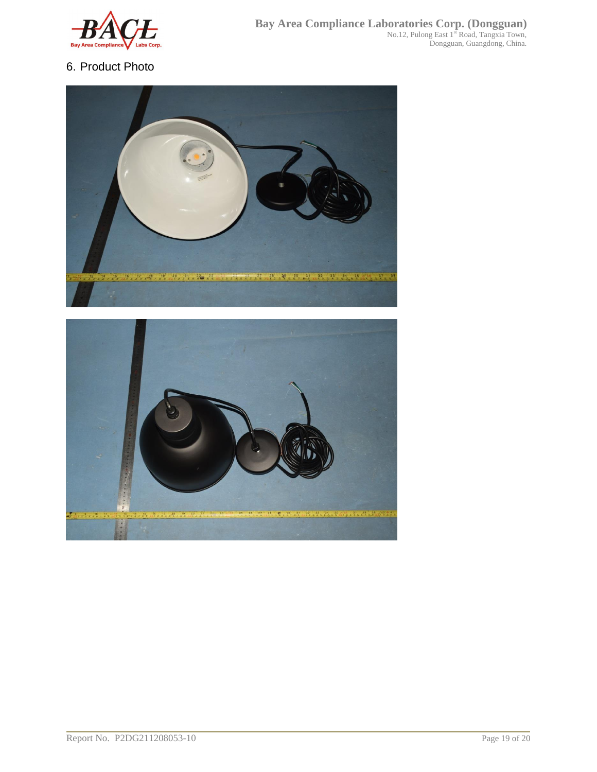## 6. Product Photo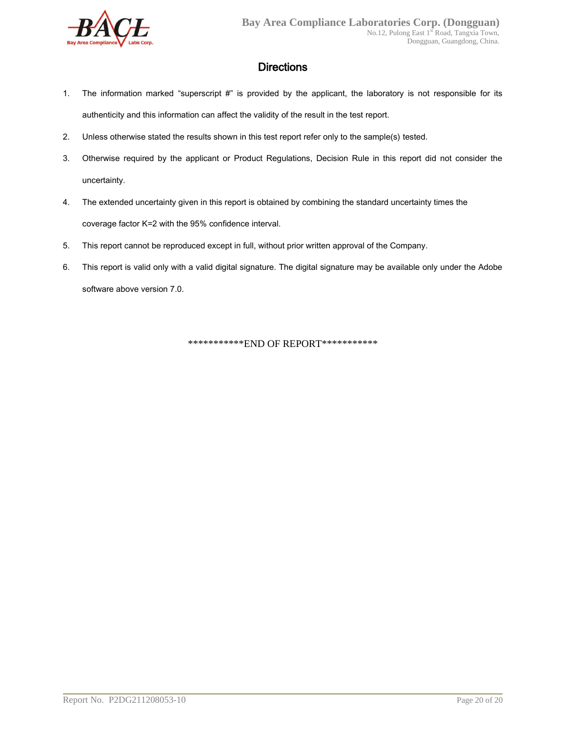## Directions

1. The information marked "superscript #" is provided by the applicant, the laboratory is not responsible for its authenticity and this information can affect the validity of the result in the test report.
2. Unless otherwise stated the results shown in this test report refer only to the sample(s) tested.
3. Otherwise required by the applicant or Product Regulations, Decision Rule in this report did not consider the uncertainty.
4. The extended uncertainty given in this report is obtained by combining the standard uncertainty times the coverage factor K=2 with the 95% confidence interval.
5. This report cannot be reproduced except in full, without prior written approval of the Company.
6. This report is valid only with a valid digital signature. The digital signature may be available only under the Adobe software above version 7.0.

***********END OF REPORT***********